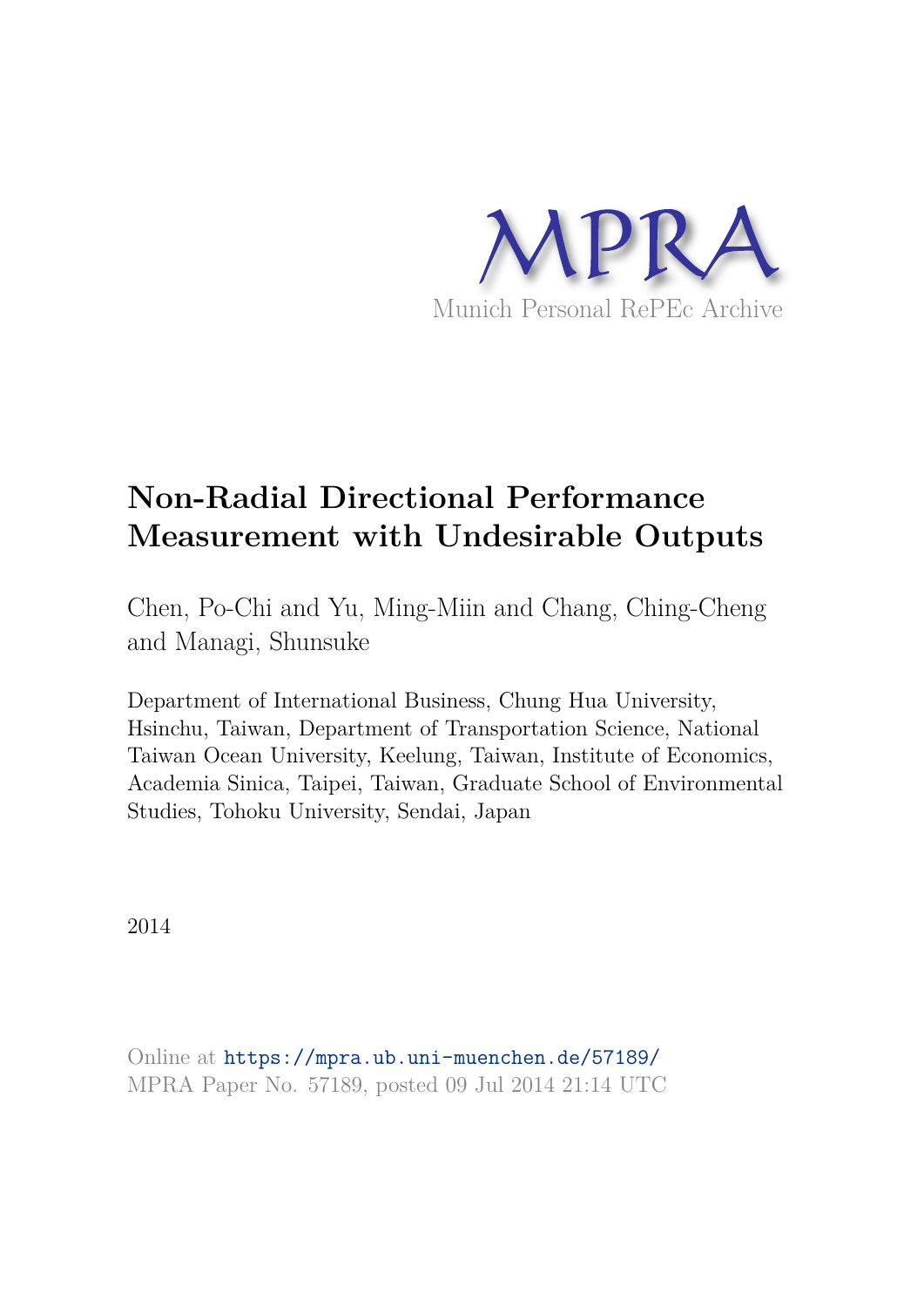MPRA

Munich Personal RePEc Archive

# Non-Radial Directional Performance Measurement with Undesirable Outputs

Chen, Po-Chi and Yu, Ming-Miin and Chang, Ching-Cheng and Managi, Shunsuke

Department of International Business, Chung Hua University, Hsinchu, Taiwan, Department of Transportation Science, National Taiwan Ocean University, Keelung, Taiwan, Institute of Economics, Academia Sinica, Taipei, Taiwan, Graduate School of Environmental Studies, Tohoku University, Sendai, Japan

2014

Online at https://mpra.ub.uni-muenchen.de/57189/
MPRA Paper No. 57189, posted 09 Jul 2014 21:14 UTC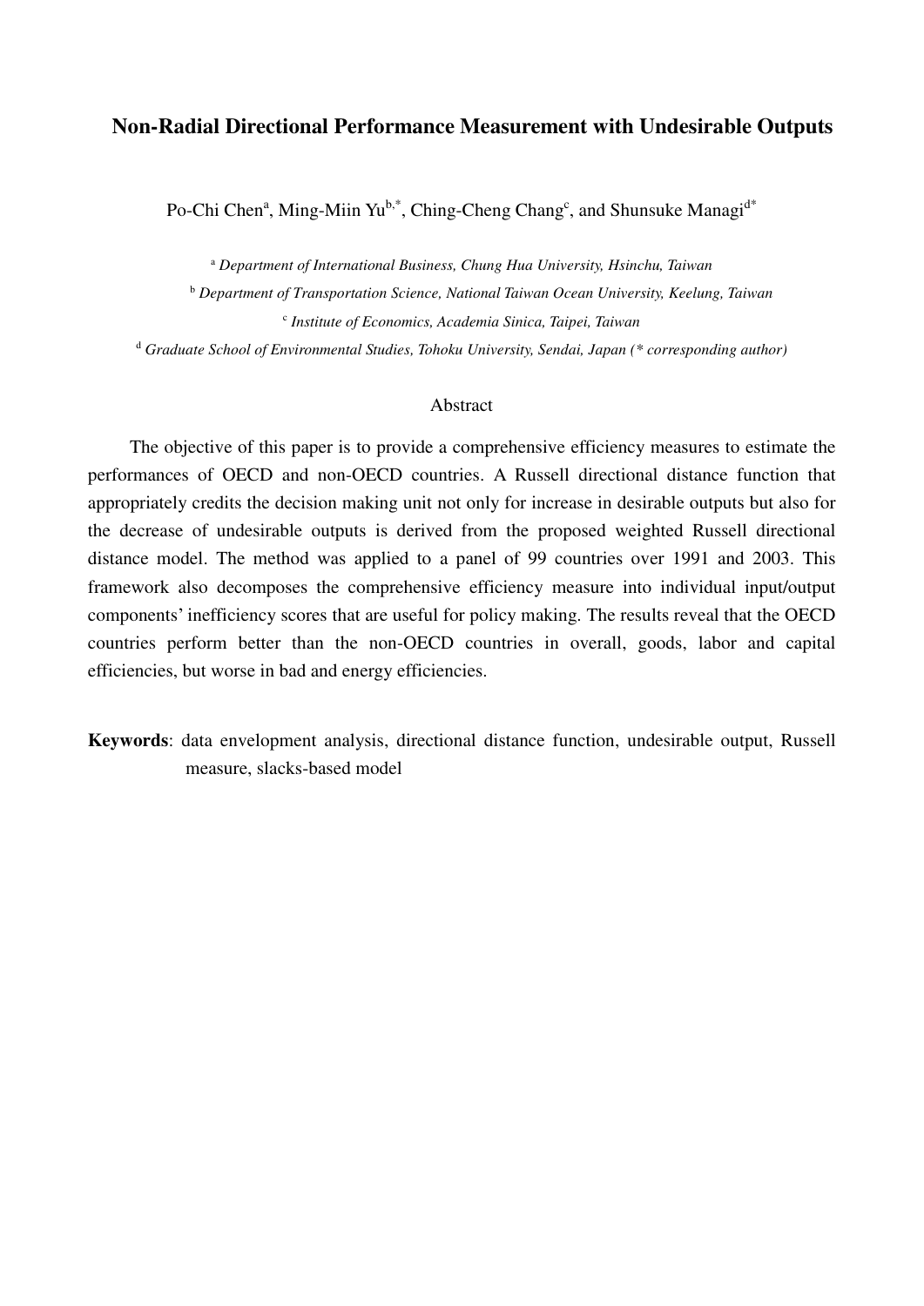# Non-Radial Directional Performance Measurement with Undesirable Outputs

Po-Chi Chen[a], Ming-Miin Yu[b,*], Ching-Cheng Chang[c], and Shunsuke Managi[d*]

[a] *Department of International Business, Chung Hua University, Hsinchu, Taiwan*

[b] *Department of Transportation Science, National Taiwan Ocean University, Keelung, Taiwan*

[c] *Institute of Economics, Academia Sinica, Taipei, Taiwan*

[d] *Graduate School of Environmental Studies, Tohoku University, Sendai, Japan (* corresponding author)*

## Abstract

The objective of this paper is to provide a comprehensive efficiency measures to estimate the performances of OECD and non-OECD countries. A Russell directional distance function that appropriately credits the decision making unit not only for increase in desirable outputs but also for the decrease of undesirable outputs is derived from the proposed weighted Russell directional distance model. The method was applied to a panel of 99 countries over 1991 and 2003. This framework also decomposes the comprehensive efficiency measure into individual input/output components' inefficiency scores that are useful for policy making. The results reveal that the OECD countries perform better than the non-OECD countries in overall, goods, labor and capital efficiencies, but worse in bad and energy efficiencies.

**Keywords**: data envelopment analysis, directional distance function, undesirable output, Russell measure, slacks-based model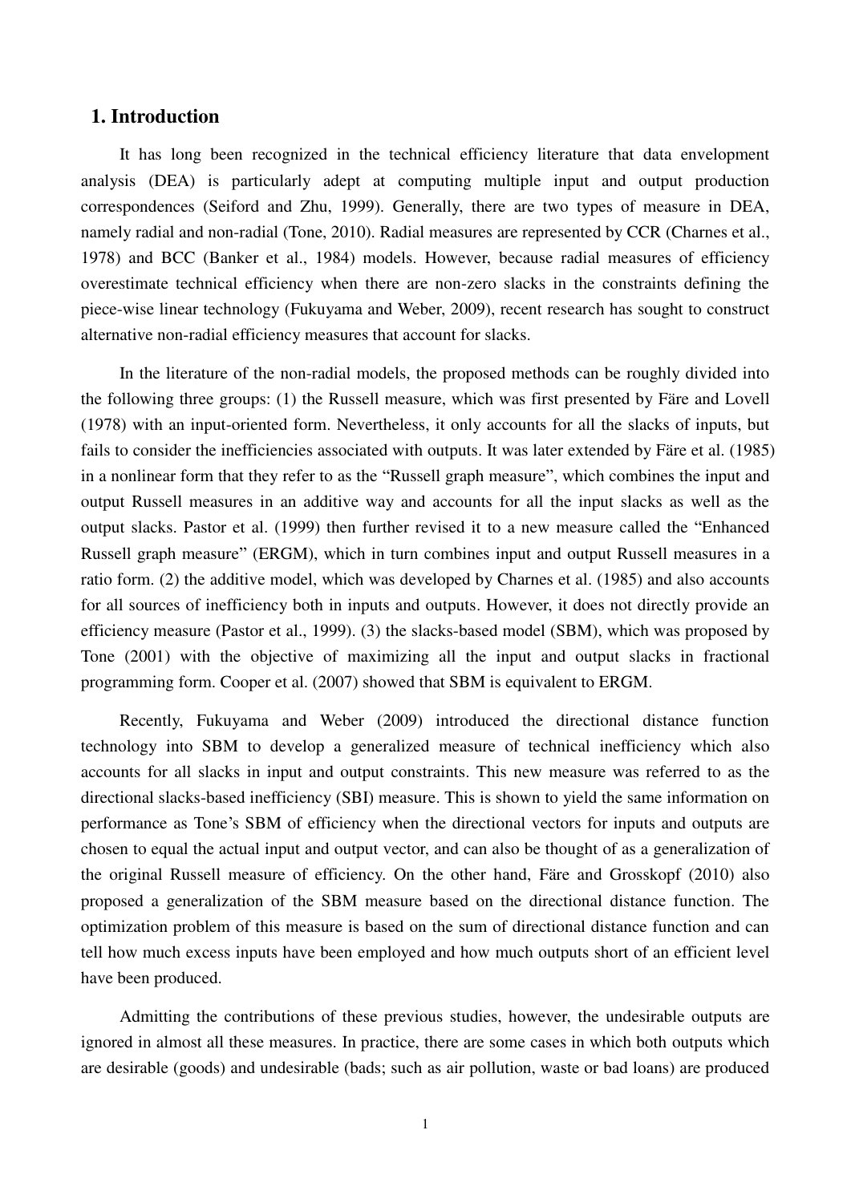## 1. Introduction

It has long been recognized in the technical efficiency literature that data envelopment analysis (DEA) is particularly adept at computing multiple input and output production correspondences (Seiford and Zhu, 1999). Generally, there are two types of measure in DEA, namely radial and non-radial (Tone, 2010). Radial measures are represented by CCR (Charnes et al., 1978) and BCC (Banker et al., 1984) models. However, because radial measures of efficiency overestimate technical efficiency when there are non-zero slacks in the constraints defining the piece-wise linear technology (Fukuyama and Weber, 2009), recent research has sought to construct alternative non-radial efficiency measures that account for slacks.

In the literature of the non-radial models, the proposed methods can be roughly divided into the following three groups: (1) the Russell measure, which was first presented by Färe and Lovell (1978) with an input-oriented form. Nevertheless, it only accounts for all the slacks of inputs, but fails to consider the inefficiencies associated with outputs. It was later extended by Färe et al. (1985) in a nonlinear form that they refer to as the "Russell graph measure", which combines the input and output Russell measures in an additive way and accounts for all the input slacks as well as the output slacks. Pastor et al. (1999) then further revised it to a new measure called the "Enhanced Russell graph measure" (ERGM), which in turn combines input and output Russell measures in a ratio form. (2) the additive model, which was developed by Charnes et al. (1985) and also accounts for all sources of inefficiency both in inputs and outputs. However, it does not directly provide an efficiency measure (Pastor et al., 1999). (3) the slacks-based model (SBM), which was proposed by Tone (2001) with the objective of maximizing all the input and output slacks in fractional programming form. Cooper et al. (2007) showed that SBM is equivalent to ERGM.

Recently, Fukuyama and Weber (2009) introduced the directional distance function technology into SBM to develop a generalized measure of technical inefficiency which also accounts for all slacks in input and output constraints. This new measure was referred to as the directional slacks-based inefficiency (SBI) measure. This is shown to yield the same information on performance as Tone's SBM of efficiency when the directional vectors for inputs and outputs are chosen to equal the actual input and output vector, and can also be thought of as a generalization of the original Russell measure of efficiency. On the other hand, Färe and Grosskopf (2010) also proposed a generalization of the SBM measure based on the directional distance function. The optimization problem of this measure is based on the sum of directional distance function and can tell how much excess inputs have been employed and how much outputs short of an efficient level have been produced.

Admitting the contributions of these previous studies, however, the undesirable outputs are ignored in almost all these measures. In practice, there are some cases in which both outputs which are desirable (goods) and undesirable (bads; such as air pollution, waste or bad loans) are produced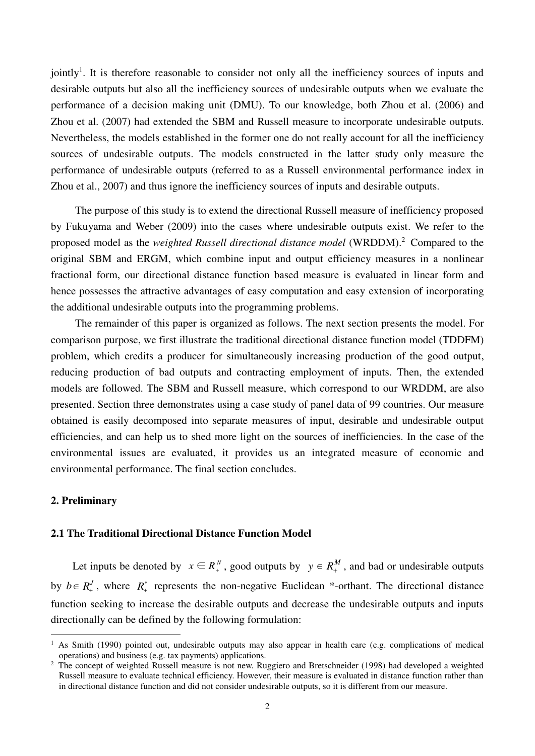jointly[1]. It is therefore reasonable to consider not only all the inefficiency sources of inputs and desirable outputs but also all the inefficiency sources of undesirable outputs when we evaluate the performance of a decision making unit (DMU). To our knowledge, both Zhou et al. (2006) and Zhou et al. (2007) had extended the SBM and Russell measure to incorporate undesirable outputs. Nevertheless, the models established in the former one do not really account for all the inefficiency sources of undesirable outputs. The models constructed in the latter study only measure the performance of undesirable outputs (referred to as a Russell environmental performance index in Zhou et al., 2007) and thus ignore the inefficiency sources of inputs and desirable outputs.

The purpose of this study is to extend the directional Russell measure of inefficiency proposed by Fukuyama and Weber (2009) into the cases where undesirable outputs exist. We refer to the proposed model as the *weighted Russell directional distance model* (WRDDM).[2] Compared to the original SBM and ERGM, which combine input and output efficiency measures in a nonlinear fractional form, our directional distance function based measure is evaluated in linear form and hence possesses the attractive advantages of easy computation and easy extension of incorporating the additional undesirable outputs into the programming problems.

The remainder of this paper is organized as follows. The next section presents the model. For comparison purpose, we first illustrate the traditional directional distance function model (TDDFM) problem, which credits a producer for simultaneously increasing production of the good output, reducing production of bad outputs and contracting employment of inputs. Then, the extended models are followed. The SBM and Russell measure, which correspond to our WRDDM, are also presented. Section three demonstrates using a case study of panel data of 99 countries. Our measure obtained is easily decomposed into separate measures of input, desirable and undesirable output efficiencies, and can help us to shed more light on the sources of inefficiencies. In the case of the environmental issues are evaluated, it provides us an integrated measure of economic and environmental performance. The final section concludes.

## 2. Preliminary

### 2.1 The Traditional Directional Distance Function Model

Let inputs be denoted by $x \in R_+^N$, good outputs by $y \in R_+^M$, and bad or undesirable outputs by $b \in R_+^J$, where $R_+^*$ represents the non-negative Euclidean *-orthant. The directional distance function seeking to increase the desirable outputs and decrease the undesirable outputs and inputs directionally can be defined by the following formulation:

[1] As Smith (1990) pointed out, undesirable outputs may also appear in health care (e.g. complications of medical operations) and business (e.g. tax payments) applications.

[2] The concept of weighted Russell measure is not new. Ruggiero and Bretschneider (1998) had developed a weighted Russell measure to evaluate technical efficiency. However, their measure is evaluated in distance function rather than in directional distance function and did not consider undesirable outputs, so it is different from our measure.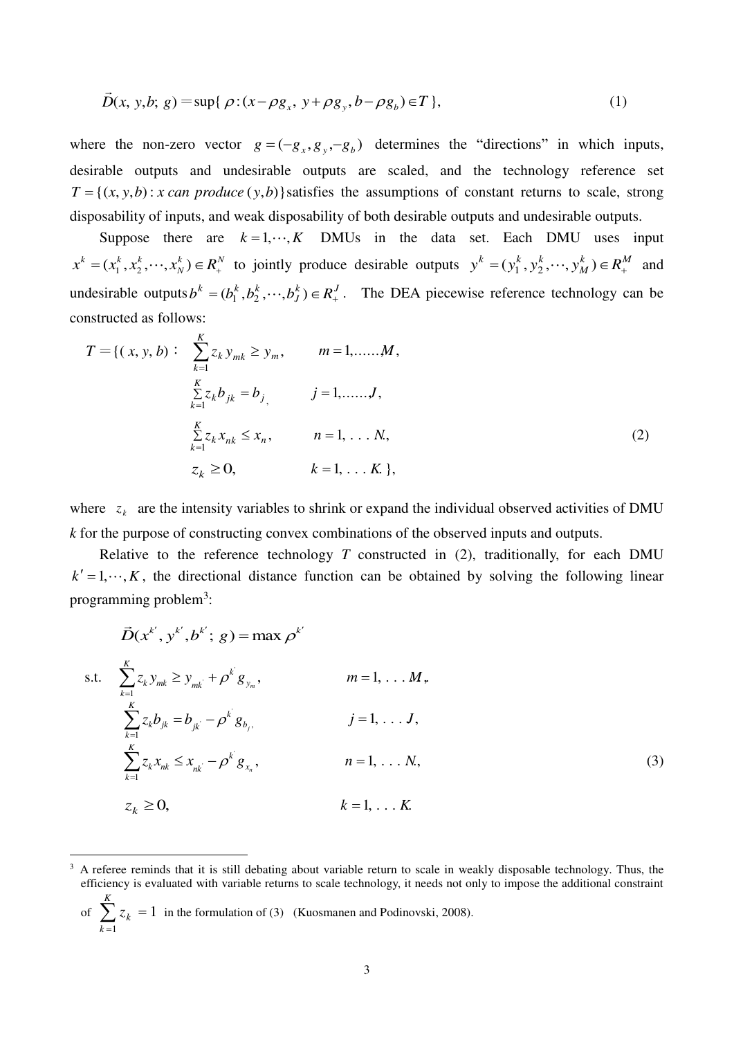$$\vec{D}(x, y, b; g) = \sup\{ \rho : (x - \rho g_x, y + \rho g_y, b - \rho g_b) \in T \}, \tag{1}$$

where the non-zero vector $g = (-g_x, g_y, -g_b)$ determines the "directions" in which inputs, desirable outputs and undesirable outputs are scaled, and the technology reference set $T = \{(x, y, b) : x \text{ can produce } (y, b)\}$ satisfies the assumptions of constant returns to scale, strong disposability of inputs, and weak disposability of both desirable outputs and undesirable outputs.

Suppose there are $k = 1, \cdots, K$ DMUs in the data set. Each DMU uses input $x^k = (x_1^k, x_2^k, \cdots, x_N^k) \in R_+^N$ to jointly produce desirable outputs $y^k = (y_1^k, y_2^k, \cdots, y_M^k) \in R_+^M$ and undesirable outputs $b^k = (b_1^k, b_2^k, \cdots, b_J^k) \in R_+^J$. The DEA piecewise reference technology can be constructed as follows:

$$
\begin{aligned}
T = \{( x, y, b) : \quad & \sum_{k=1}^{K} z_k y_{mk} \geq y_m, & m = 1, \ldots\ldots, M, \\
& \sum_{k=1}^{K} z_k b_{jk} = b_j, & j = 1, \ldots\ldots, J, \\
& \sum_{k=1}^{K} z_k x_{nk} \leq x_n, & n = 1, \ldots N, \\
& z_k \geq 0, & k = 1, \ldots K. \},
\end{aligned} \tag{2}
$$

where $z_k$ are the intensity variables to shrink or expand the individual observed activities of DMU $k$ for the purpose of constructing convex combinations of the observed inputs and outputs.

Relative to the reference technology $T$ constructed in (2), traditionally, for each DMU $k' = 1, \cdots, K$, the directional distance function can be obtained by solving the following linear programming problem[3]:

$$
\begin{aligned}
& \vec{D}(x^{k'}, y^{k'}, b^{k'}; g) = \max \rho^{k'} \\
\text{s.t.} \quad & \sum_{k=1}^{K} z_k y_{mk} \geq y_{mk'} + \rho^{k'} g_{y_m}, & m = 1, \ldots M, \\
& \sum_{k=1}^{K} z_k b_{jk} = b_{jk'} - \rho^{k'} g_{b_j}, & j = 1, \ldots J, \\
& \sum_{k=1}^{K} z_k x_{nk} \leq x_{nk'} - \rho^{k'} g_{x_n}, & n = 1, \ldots N, \\
& z_k \geq 0, & k = 1, \ldots K.
\end{aligned} \tag{3}
$$

[3] A referee reminds that it is still debating about variable return to scale in weakly disposable technology. Thus, the efficiency is evaluated with variable returns to scale technology, it needs not only to impose the additional constraint of $\sum_{k=1}^{K} z_k = 1$ in the formulation of (3) (Kuosmanen and Podinovski, 2008).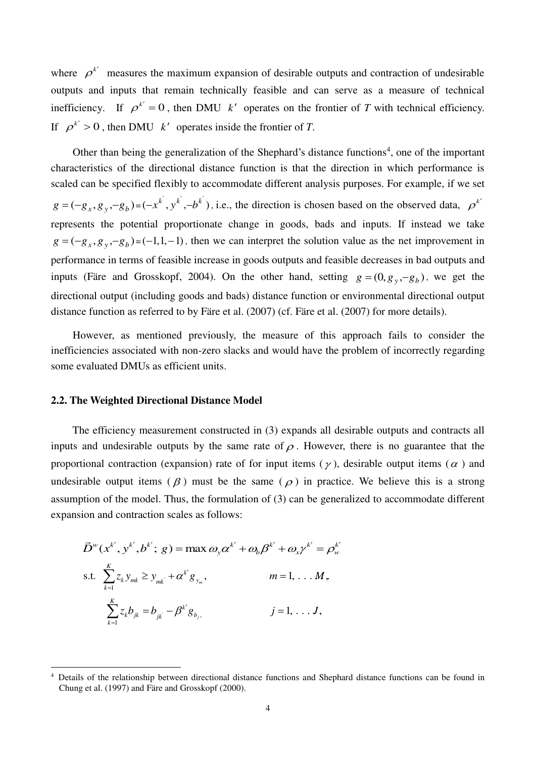where $\rho^{k'}$ measures the maximum expansion of desirable outputs and contraction of undesirable outputs and inputs that remain technically feasible and can serve as a measure of technical inefficiency. If $\rho^{k'} = 0$, then DMU $k'$ operates on the frontier of $T$ with technical efficiency. If $\rho^{k'} > 0$, then DMU $k'$ operates inside the frontier of $T$.

Other than being the generalization of the Shephard's distance functions[4], one of the important characteristics of the directional distance function is that the direction in which performance is scaled can be specified flexibly to accommodate different analysis purposes. For example, if we set $g = (-g_x, g_y, -g_b) = (-x^{k'}, y^{k'}, -b^{k'})$, i.e., the direction is chosen based on the observed data, $\rho^{k'}$ represents the potential proportionate change in goods, bads and inputs. If instead we take $g = (-g_x, g_y, -g_b) = (-1, 1, -1)$, then we can interpret the solution value as the net improvement in performance in terms of feasible increase in goods outputs and feasible decreases in bad outputs and inputs (Färe and Grosskopf, 2004). On the other hand, setting $g = (0, g_y, -g_b)$, we get the directional output (including goods and bads) distance function or environmental directional output distance function as referred to by Färe et al. (2007) (cf. Färe et al. (2007) for more details).

However, as mentioned previously, the measure of this approach fails to consider the inefficiencies associated with non-zero slacks and would have the problem of incorrectly regarding some evaluated DMUs as efficient units.

### 2.2. The Weighted Directional Distance Model

The efficiency measurement constructed in (3) expands all desirable outputs and contracts all inputs and undesirable outputs by the same rate of $\rho$. However, there is no guarantee that the proportional contraction (expansion) rate of for input items ($\gamma$), desirable output items ($\alpha$) and undesirable output items ($\beta$) must be the same ($\rho$) in practice. We believe this is a strong assumption of the model. Thus, the formulation of (3) can be generalized to accommodate different expansion and contraction scales as follows:

$$\vec{D}^{w}(x^{k'}, y^{k'}, b^{k'};\, g) = \max \omega_y \alpha^{k'} + \omega_b \beta^{k'} + \omega_x \gamma^{k'} = \rho_w^{k'}$$

$$\text{s.t.} \quad \sum_{k=1}^{K} z_k y_{mk} \geq y_{mk'} + \alpha^{k'} g_{y_m}, \qquad m = 1, \ldots M,$$

$$\sum_{k=1}^{K} z_k b_{jk} = b_{jk'} - \beta^{k'} g_{b_j}, \qquad j = 1, \ldots J,$$

[4] Details of the relationship between directional distance functions and Shephard distance functions can be found in Chung et al. (1997) and Färe and Grosskopf (2000).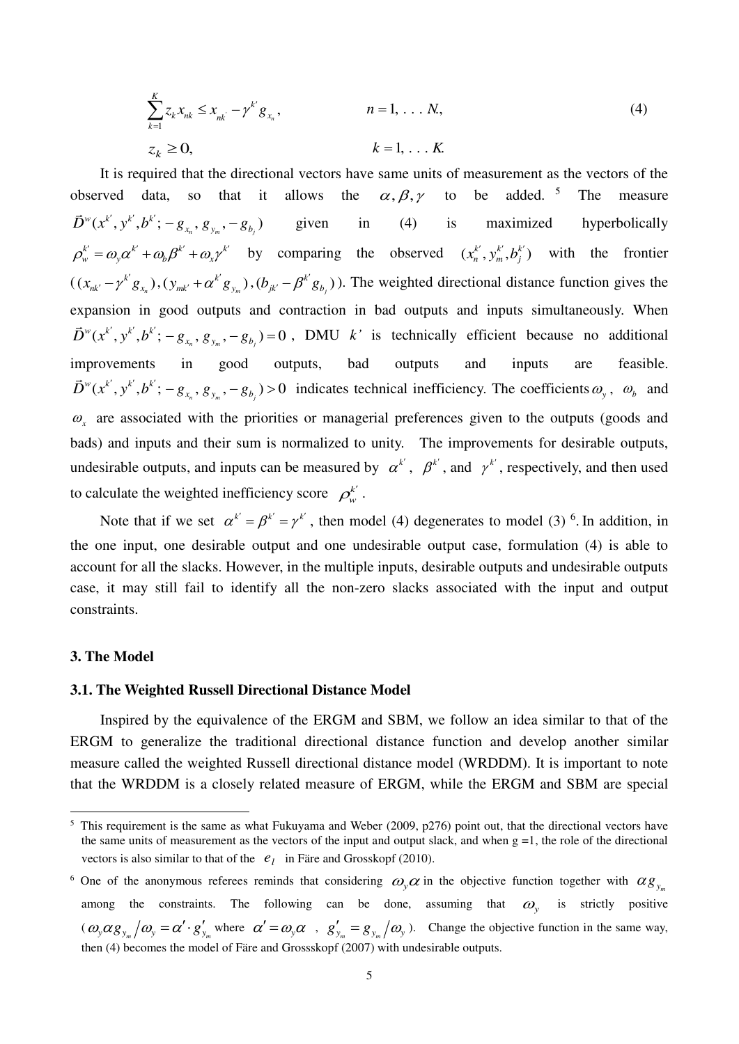$$\sum_{k=1}^{K} z_k x_{nk} \leq x_{nk'} - \gamma^{k'} g_{x_n}, \qquad n = 1, \ldots N, \tag{4}$$

$$z_k \geq 0, \qquad k = 1, \ldots K.$$

It is required that the directional vectors have same units of measurement as the vectors of the observed data, so that it allows the $\alpha, \beta, \gamma$ to be added. [5] The measure $\vec{D}^w(x^{k'}, y^{k'}, b^{k'}; -g_{x_n}, g_{y_m}, -g_{b_j})$ given in (4) is maximized hyperbolically $\rho_w^{k'} = \omega_y \alpha^{k'} + \omega_b \beta^{k'} + \omega_x \gamma^{k'}$ by comparing the observed $(x_n^{k'}, y_m^{k'}, b_j^{k'})$ with the frontier $((x_{nk'} - \gamma^{k'} g_{x_n}), (y_{mk'} + \alpha^{k'} g_{y_m}), (b_{jk'} - \beta^{k'} g_{b_j}))$. The weighted directional distance function gives the expansion in good outputs and contraction in bad outputs and inputs simultaneously. When $\vec{D}^w(x^{k'}, y^{k'}, b^{k'}; -g_{x_n}, g_{y_m}, -g_{b_j}) = 0$, DMU $k'$ is technically efficient because no additional improvements in good outputs, bad outputs and inputs are feasible. $\vec{D}^w(x^{k'}, y^{k'}, b^{k'}; -g_{x_n}, g_{y_m}, -g_{b_j}) > 0$ indicates technical inefficiency. The coefficients $\omega_y$, $\omega_b$ and $\omega_x$ are associated with the priorities or managerial preferences given to the outputs (goods and bads) and inputs and their sum is normalized to unity. The improvements for desirable outputs, undesirable outputs, and inputs can be measured by $\alpha^{k'}$, $\beta^{k'}$, and $\gamma^{k'}$, respectively, and then used to calculate the weighted inefficiency score $\rho_w^{k'}$.

Note that if we set $\alpha^{k'} = \beta^{k'} = \gamma^{k'}$, then model (4) degenerates to model (3) [6]. In addition, in the one input, one desirable output and one undesirable output case, formulation (4) is able to account for all the slacks. However, in the multiple inputs, desirable outputs and undesirable outputs case, it may still fail to identify all the non-zero slacks associated with the input and output constraints.

## 3. The Model

### 3.1. The Weighted Russell Directional Distance Model

Inspired by the equivalence of the ERGM and SBM, we follow an idea similar to that of the ERGM to generalize the traditional directional distance function and develop another similar measure called the weighted Russell directional distance model (WRDDM). It is important to note that the WRDDM is a closely related measure of ERGM, while the ERGM and SBM are special

---

[5] This requirement is the same as what Fukuyama and Weber (2009, p276) point out, that the directional vectors have the same units of measurement as the vectors of the input and output slack, and when g =1, the role of the directional vectors is also similar to that of the $e_1$ in Färe and Grosskopf (2010).

[6] One of the anonymous referees reminds that considering $\omega_y \alpha$ in the objective function together with $\alpha g_{y_m}$ among the constraints. The following can be done, assuming that $\omega_y$ is strictly positive ($\omega_y \alpha g_{y_m} / \omega_y = \alpha' \cdot g'_{y_m}$ where $\alpha' = \omega_y \alpha$ , $g'_{y_m} = g_{y_m} / \omega_y$ ). Change the objective function in the same way, then (4) becomes the model of Färe and Grossskopf (2007) with undesirable outputs.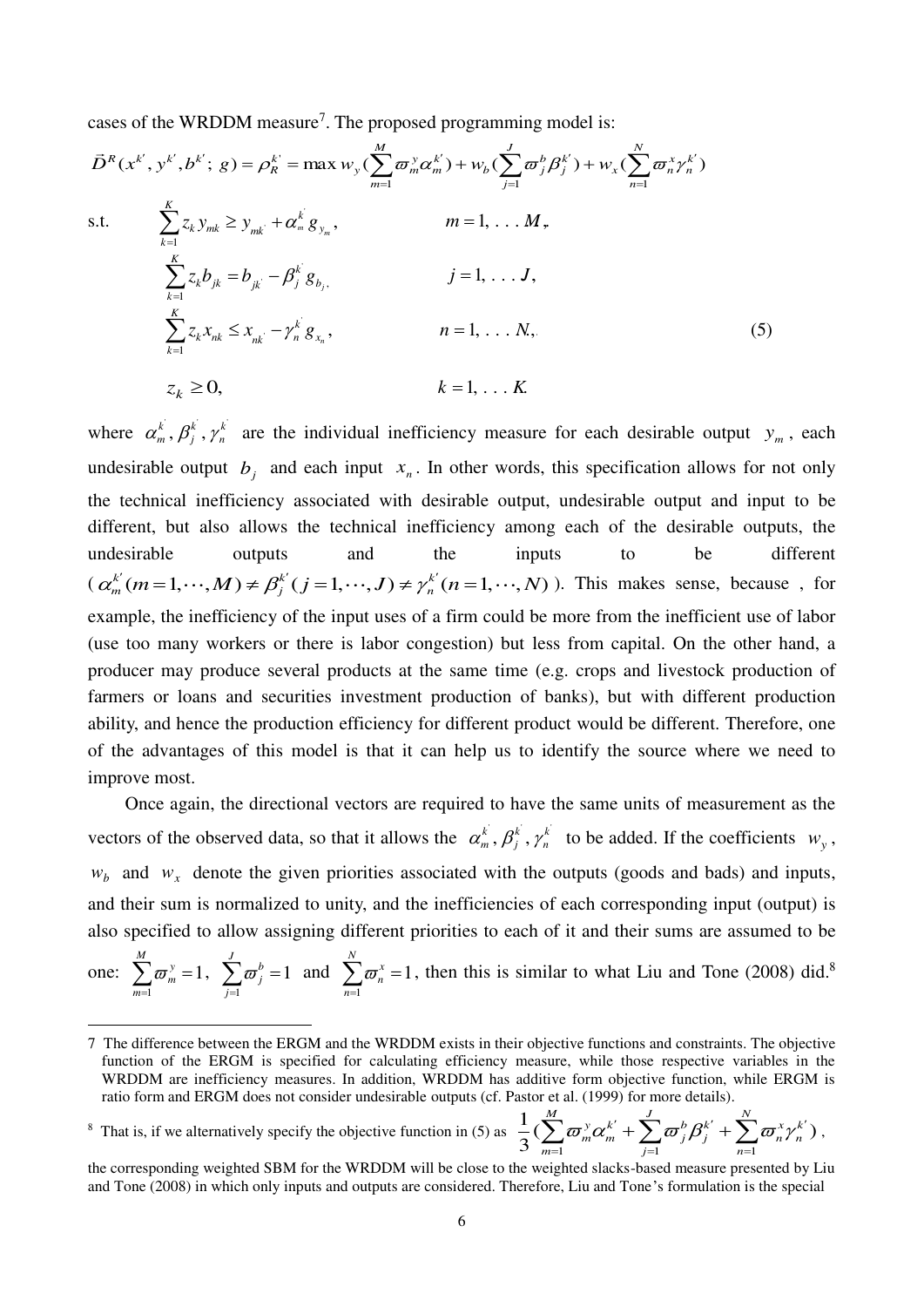cases of the WRDDM measure[7]. The proposed programming model is:

$$
\vec{D}^{R}(x^{k'}, y^{k'}, b^{k'};\, g) = \rho_R^{k'} = \max w_y \Big(\sum_{m=1}^{M} \varpi_m^y \alpha_m^{k'}\Big) + w_b \Big(\sum_{j=1}^{J} \varpi_j^b \beta_j^{k'}\Big) + w_x \Big(\sum_{n=1}^{N} \varpi_n^x \gamma_n^{k'}\Big)
$$

$$
\begin{aligned}
\text{s.t.} \quad & \sum_{k=1}^{K} z_k y_{mk} \geq y_{mk'} + \alpha_m^{k'} g_{y_m}, & m = 1, \ldots M, \\
& \sum_{k=1}^{K} z_k b_{jk} = b_{jk'} - \beta_j^{k'} g_{b_j}, & j = 1, \ldots J, \\
& \sum_{k=1}^{K} z_k x_{nk} \leq x_{nk'} - \gamma_n^{k'} g_{x_n}, & n = 1, \ldots N, \\
& z_k \geq 0, & k = 1, \ldots K.
\end{aligned} \tag{5}
$$

where $\alpha_m^{k'}, \beta_j^{k'}, \gamma_n^{k'}$ are the individual inefficiency measure for each desirable output $y_m$, each undesirable output $b_j$ and each input $x_n$. In other words, this specification allows for not only the technical inefficiency associated with desirable output, undesirable output and input to be different, but also allows the technical inefficiency among each of the desirable outputs, the undesirable outputs and the inputs to be different ($\alpha_m^{k'}(m=1,\cdots,M) \neq \beta_j^{k'}(j=1,\cdots,J) \neq \gamma_n^{k'}(n=1,\cdots,N)$). This makes sense, because , for example, the inefficiency of the input uses of a firm could be more from the inefficient use of labor (use too many workers or there is labor congestion) but less from capital. On the other hand, a producer may produce several products at the same time (e.g. crops and livestock production of farmers or loans and securities investment production of banks), but with different production ability, and hence the production efficiency for different product would be different. Therefore, one of the advantages of this model is that it can help us to identify the source where we need to improve most.

Once again, the directional vectors are required to have the same units of measurement as the vectors of the observed data, so that it allows the $\alpha_m^{k'}, \beta_j^{k'}, \gamma_n^{k'}$ to be added. If the coefficients $w_y$, $w_b$ and $w_x$ denote the given priorities associated with the outputs (goods and bads) and inputs, and their sum is normalized to unity, and the inefficiencies of each corresponding input (output) is also specified to allow assigning different priorities to each of it and their sums are assumed to be one: $\sum_{m=1}^{M} \varpi_m^y = 1$, $\sum_{j=1}^{J} \varpi_j^b = 1$ and $\sum_{n=1}^{N} \varpi_n^x = 1$, then this is similar to what Liu and Tone (2008) did.[8]

---

[7] The difference between the ERGM and the WRDDM exists in their objective functions and constraints. The objective function of the ERGM is specified for calculating efficiency measure, while those respective variables in the WRDDM are inefficiency measures. In addition, WRDDM has additive form objective function, while ERGM is ratio form and ERGM does not consider undesirable outputs (cf. Pastor et al. (1999) for more details).

[8] That is, if we alternatively specify the objective function in (5) as $\frac{1}{3}\Big(\sum_{m=1}^{M} \varpi_m^y \alpha_m^{k'} + \sum_{j=1}^{J} \varpi_j^b \beta_j^{k'} + \sum_{n=1}^{N} \varpi_n^x \gamma_n^{k'}\Big)$, the corresponding weighted SBM for the WRDDM will be close to the weighted slacks-based measure presented by Liu and Tone (2008) in which only inputs and outputs are considered. Therefore, Liu and Tone's formulation is the special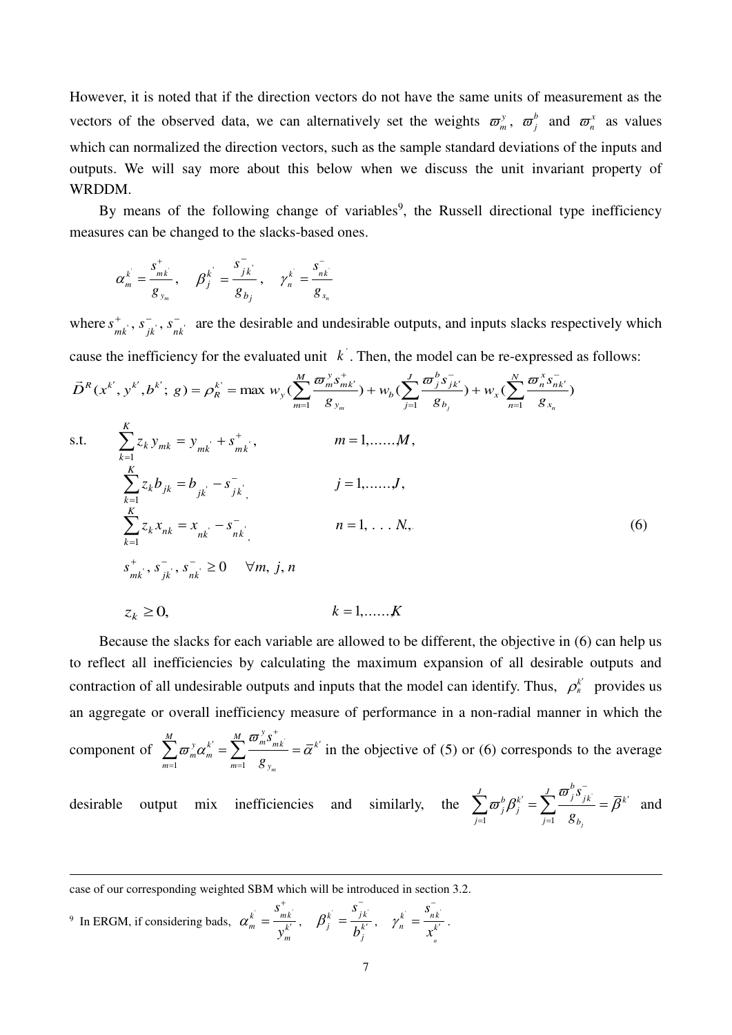However, it is noted that if the direction vectors do not have the same units of measurement as the vectors of the observed data, we can alternatively set the weights $\varpi_m^y$, $\varpi_j^b$ and $\varpi_n^x$ as values which can normalized the direction vectors, such as the sample standard deviations of the inputs and outputs. We will say more about this below when we discuss the unit invariant property of WRDDM.

By means of the following change of variables[9], the Russell directional type inefficiency measures can be changed to the slacks-based ones.

$$\alpha_m^{k'} = \frac{s_{mk'}^+}{g_{y_m}}, \quad \beta_j^{k'} = \frac{s_{jk'}^-}{g_{b_j}}, \quad \gamma_n^{k'} = \frac{s_{nk'}^-}{g_{x_n}}$$

where $s_{mk'}^+$, $s_{jk'}^-$, $s_{nk'}^-$ are the desirable and undesirable outputs, and inputs slacks respectively which cause the inefficiency for the evaluated unit $k'$. Then, the model can be re-expressed as follows:

$$\vec{D}^R(x^{k'}, y^{k'}, b^{k'};\, g) = \rho_R^{k'} = \max\ w_y\Big(\sum_{m=1}^{M} \frac{\varpi_m^y s_{mk'}^+}{g_{y_m}}\Big) + w_b\Big(\sum_{j=1}^{J} \frac{\varpi_j^b s_{jk'}^-}{g_{b_j}}\Big) + w_x\Big(\sum_{n=1}^{N} \frac{\varpi_n^x s_{nk'}^-}{g_{x_n}}\Big)$$

$$\begin{aligned}
\text{s.t.}\quad & \sum_{k=1}^{K} z_k y_{mk} = y_{mk'} + s_{mk'}^+, && m = 1,\ldots\ldots,M, \\
& \sum_{k=1}^{K} z_k b_{jk} = b_{jk'} - s_{jk'}^-, && j = 1,\ldots\ldots,J, \\
& \sum_{k=1}^{K} z_k x_{nk} = x_{nk'} - s_{nk'}^-, && n = 1,\ldots N, \\
& s_{mk'}^+, s_{jk'}^-, s_{nk'}^- \geq 0 \quad \forall m, j, n \\
& z_k \geq 0, && k = 1,\ldots\ldots,K
\end{aligned} \tag{6}$$

Because the slacks for each variable are allowed to be different, the objective in (6) can help us to reflect all inefficiencies by calculating the maximum expansion of all desirable outputs and contraction of all undesirable outputs and inputs that the model can identify. Thus, $\rho_R^{k'}$ provides us an aggregate or overall inefficiency measure of performance in a non-radial manner in which the component of $\sum_{m=1}^{M} \varpi_m^y \alpha_m^{k'} = \sum_{m=1}^{M} \frac{\varpi_m^y s_{mk'}^+}{g_{y_m}} = \overline{\alpha}^{k'}$ in the objective of (5) or (6) corresponds to the average desirable output mix inefficiencies and similarly, the $\sum_{j=1}^{J} \varpi_j^b \beta_j^{k'} = \sum_{j=1}^{J} \frac{\varpi_j^b s_{jk'}^-}{g_{b_j}} = \overline{\beta}^{k'}$ and

---

case of our corresponding weighted SBM which will be introduced in section 3.2.

[9] In ERGM, if considering bads, $\alpha_m^{k'} = \frac{s_{mk'}^+}{y_m^{k'}}$, $\beta_j^{k'} = \frac{s_{jk'}^-}{b_j^{k'}}$, $\gamma_n^{k'} = \frac{s_{nk'}^-}{x_n^{k'}}$.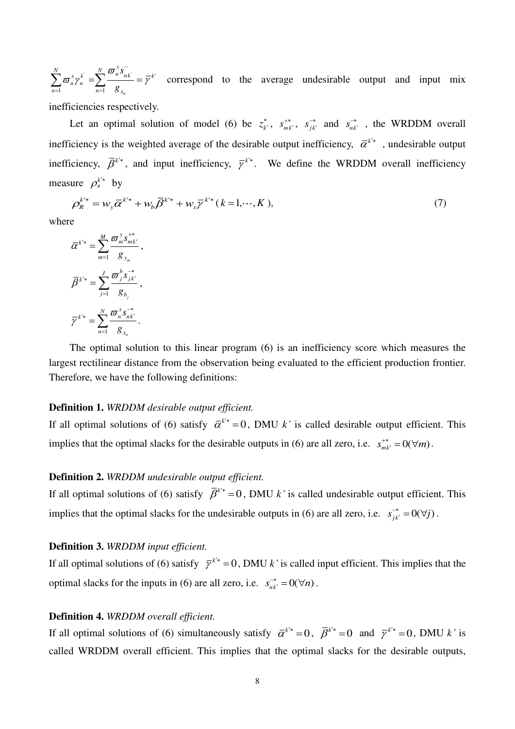$\sum_{n=1}^{N} \varpi_n^x \gamma_n^{k'} = \sum_{n=1}^{N} \frac{\varpi_n^x s_{nk'}^-}{g_{x_n}} = \overline{\gamma}^{k'}$ correspond to the average undesirable output and input mix inefficiencies respectively.

Let an optimal solution of model (6) be $z_{k'}^*$, $s_{mk'}^{+*}$, $s_{jk'}^{-*}$ and $s_{nk'}^{-*}$, the WRDDM overall inefficiency is the weighted average of the desirable output inefficiency, $\overline{\alpha}^{k'*}$, undesirable output inefficiency, $\overline{\beta}^{k'*}$, and input inefficiency, $\overline{\gamma}^{k'*}$. We define the WRDDM overall inefficiency measure $\rho_R^{k'*}$ by

$$\rho_R^{k'*} = w_y \overline{\alpha}^{k'*} + w_b \overline{\beta}^{k'*} + w_x \overline{\gamma}^{k'*} \ (k = 1, \cdots, K), \tag{7}$$

where

$$\overline{\alpha}^{k'*} = \sum_{m=1}^{M} \frac{\varpi_m^y s_{mk'}^{+*}}{g_{y_m}},$$

$$\overline{\beta}^{k'*} = \sum_{j=1}^{J} \frac{\varpi_j^b s_{jk'}^{-*}}{g_{b_j}},$$

$$\overline{\gamma}^{k'*} = \sum_{n=1}^{N} \frac{\varpi_n^x s_{nk'}^{-*}}{g_{x_n}}.$$

The optimal solution to this linear program (6) is an inefficiency score which measures the largest rectilinear distance from the observation being evaluated to the efficient production frontier. Therefore, we have the following definitions:

**Definition 1.** *WRDDM desirable output efficient.*
If all optimal solutions of (6) satisfy $\overline{\alpha}^{k'*} = 0$, DMU *k'* is called desirable output efficient. This implies that the optimal slacks for the desirable outputs in (6) are all zero, i.e. $s_{mk'}^{+*} = 0 (\forall m)$.

**Definition 2.** *WRDDM undesirable output efficient.*
If all optimal solutions of (6) satisfy $\overline{\beta}^{k'*} = 0$, DMU *k'* is called undesirable output efficient. This implies that the optimal slacks for the undesirable outputs in (6) are all zero, i.e. $s_{jk'}^{-*} = 0 (\forall j)$.

**Definition 3.** *WRDDM input efficient.*
If all optimal solutions of (6) satisfy $\overline{\gamma}^{k'*} = 0$, DMU *k'* is called input efficient. This implies that the optimal slacks for the inputs in (6) are all zero, i.e. $s_{nk'}^{-*} = 0 (\forall n)$.

**Definition 4.** *WRDDM overall efficient.*
If all optimal solutions of (6) simultaneously satisfy $\overline{\alpha}^{k'*} = 0$, $\overline{\beta}^{k'*} = 0$ and $\overline{\gamma}^{k'*} = 0$, DMU *k'* is called WRDDM overall efficient. This implies that the optimal slacks for the desirable outputs,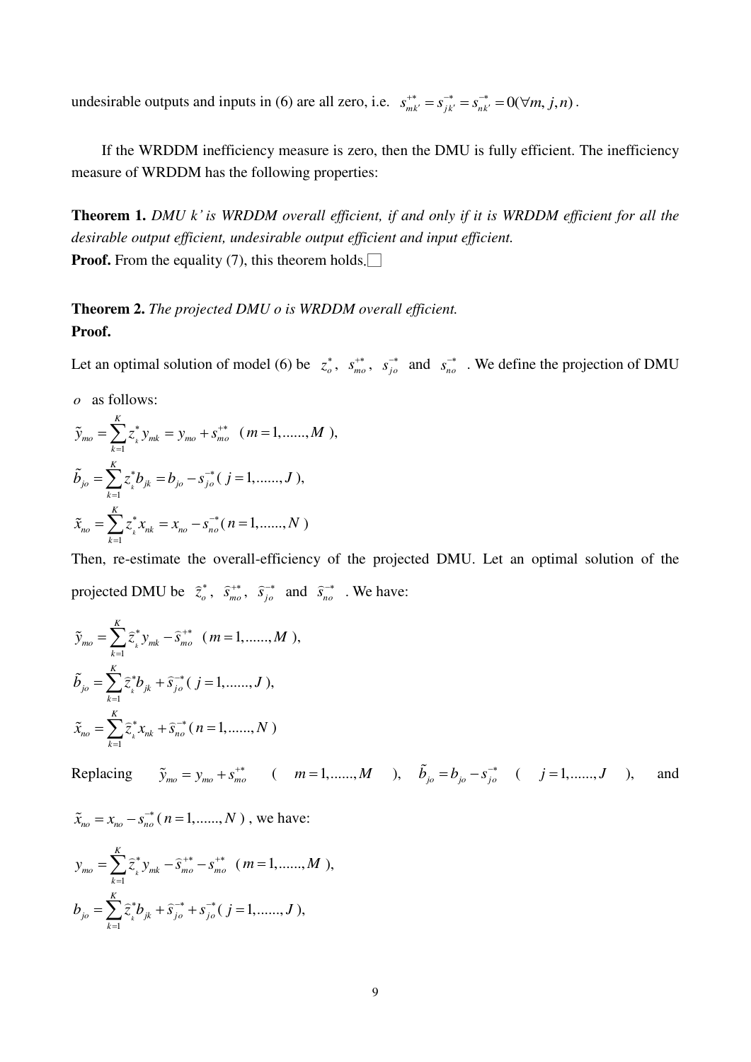undesirable outputs and inputs in (6) are all zero, i.e. $s^{+*}_{mk'} = s^{-*}_{jk'} = s^{-*}_{nk'} = 0 (\forall m, j, n)$.

If the WRDDM inefficiency measure is zero, then the DMU is fully efficient. The inefficiency measure of WRDDM has the following properties:

**Theorem 1.** *DMU k' is WRDDM overall efficient, if and only if it is WRDDM efficient for all the desirable output efficient, undesirable output efficient and input efficient.*

**Proof.** From the equality (7), this theorem holds.□

**Theorem 2.** *The projected DMU o is WRDDM overall efficient.*

**Proof.**

Let an optimal solution of model (6) be $z^*_o$, $s^{+*}_{mo}$, $s^{-*}_{jo}$ and $s^{-*}_{no}$. We define the projection of DMU $o$ as follows:

$$\tilde{y}_{mo} = \sum_{k=1}^{K} z^*_k y_{mk} = y_{mo} + s^{+*}_{mo} \quad (m = 1, ......, M),$$

$$\tilde{b}_{jo} = \sum_{k=1}^{K} z^*_k b_{jk} = b_{jo} - s^{-*}_{jo} (\ j = 1, ......, J\ ),$$

$$\tilde{x}_{no} = \sum_{k=1}^{K} z^*_k x_{nk} = x_{no} - s^{-*}_{no} (\ n = 1, ......, N\ )$$

Then, re-estimate the overall-efficiency of the projected DMU. Let an optimal solution of the projected DMU be $\hat{z}^*_o$, $\hat{s}^{+*}_{mo}$, $\hat{s}^{-*}_{jo}$ and $\hat{s}^{-*}_{no}$. We have:

$$\tilde{y}_{mo} = \sum_{k=1}^{K} \hat{z}^*_k y_{mk} - \hat{s}^{+*}_{mo} \quad (m = 1, ......, M),$$

$$\tilde{b}_{jo} = \sum_{k=1}^{K} \hat{z}^*_k b_{jk} + \hat{s}^{-*}_{jo} (\ j = 1, ......, J\ ),$$

$$\tilde{x}_{no} = \sum_{k=1}^{K} \hat{z}^*_k x_{nk} + \hat{s}^{-*}_{no} (\ n = 1, ......, N\ )$$

Replacing $\tilde{y}_{mo} = y_{mo} + s^{+*}_{mo}$ ( $m = 1, ......, M$ ), $\tilde{b}_{jo} = b_{jo} - s^{-*}_{jo}$ ( $j = 1, ......, J$ ), and $\tilde{x}_{no} = x_{no} - s^{-*}_{no} (\ n = 1, ......, N\ )$, we have:

$$y_{mo} = \sum_{k=1}^{K} \hat{z}^*_k y_{mk} - \hat{s}^{+*}_{mo} - s^{+*}_{mo} \quad (m = 1, ......, M),$$

$$b_{jo} = \sum_{k=1}^{K} \hat{z}^*_k b_{jk} + \hat{s}^{-*}_{jo} + s^{-*}_{jo} (\ j = 1, ......, J\ ),$$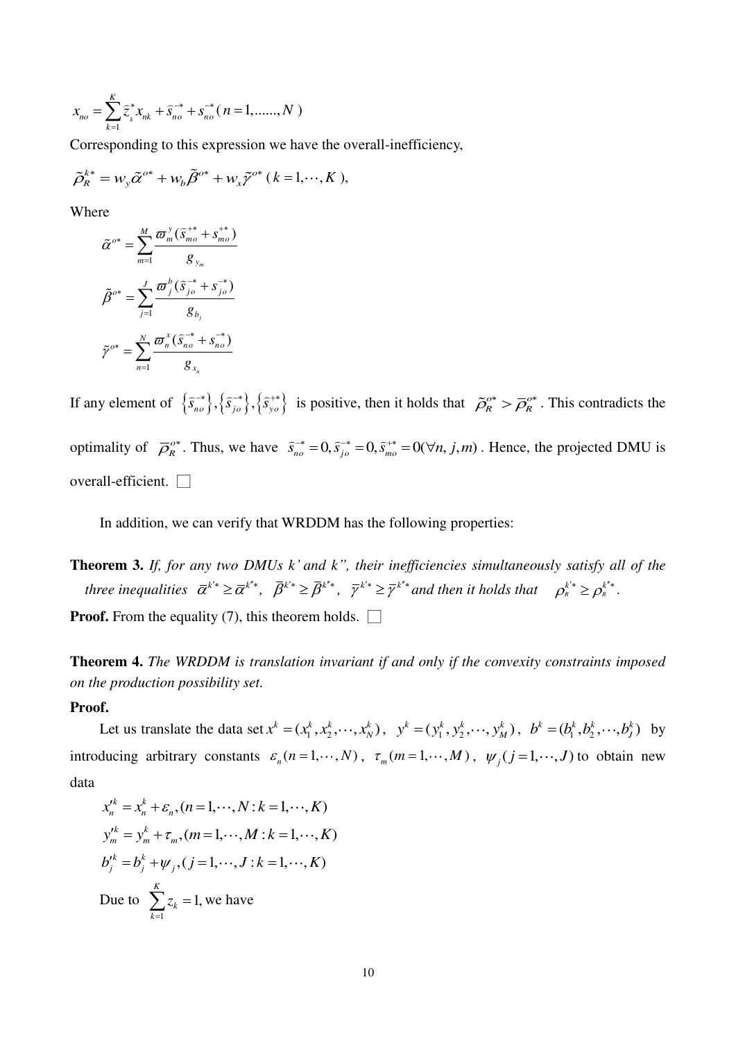$$x_{no} = \sum_{k=1}^{K} \hat{z}_k^* x_{nk} + \hat{s}_{no}^{-*} + s_{no}^{-*} \, (n = 1, \ldots\ldots, N)$$

Corresponding to this expression we have the overall-inefficiency,

$$\tilde{\rho}_R^{k*} = w_y \tilde{\alpha}^{o*} + w_b \tilde{\beta}^{o*} + w_x \tilde{\gamma}^{o*} \, (k = 1, \cdots, K),$$

Where

$$\tilde{\alpha}^{o*} = \sum_{m=1}^{M} \frac{\varpi_m^y (\hat{s}_{mo}^{+*} + s_{mo}^{+*})}{g_{y_m}}$$

$$\tilde{\beta}^{o*} = \sum_{j=1}^{J} \frac{\varpi_j^b (\hat{s}_{jo}^{-*} + s_{jo}^{-*})}{g_{b_j}}$$

$$\tilde{\gamma}^{o*} = \sum_{n=1}^{N} \frac{\varpi_n^x (\hat{s}_{no}^{-*} + s_{no}^{-*})}{g_{x_n}}$$

If any element of $\{\hat{s}_{no}^{-*}\}, \{\hat{s}_{jo}^{-*}\}, \{\hat{s}_{yo}^{+*}\}$ is positive, then it holds that $\tilde{\rho}_R^{o*} > \bar{\rho}_R^{o*}$. This contradicts the optimality of $\bar{\rho}_R^{o*}$. Thus, we have $\hat{s}_{no}^{-*} = 0, \hat{s}_{jo}^{-*} = 0, \hat{s}_{mo}^{+*} = 0 (\forall n, j, m)$. Hence, the projected DMU is overall-efficient. □

In addition, we can verify that WRDDM has the following properties:

**Theorem 3.** *If, for any two DMUs k' and k'', their inefficiencies simultaneously satisfy all of the three inequalities* $\bar{\alpha}^{k'*} \geq \bar{\alpha}^{k''*}$, $\bar{\beta}^{k'*} \geq \bar{\beta}^{k''*}$, $\bar{\gamma}^{k'*} \geq \bar{\gamma}^{k''*}$ *and then it holds that* $\rho_R^{k'*} \geq \rho_R^{k''*}$.

**Proof.** From the equality (7), this theorem holds. □

**Theorem 4.** *The WRDDM is translation invariant if and only if the convexity constraints imposed on the production possibility set.*

**Proof.**

Let us translate the data set $x^k = (x_1^k, x_2^k, \cdots, x_N^k)$, $y^k = (y_1^k, y_2^k, \cdots, y_M^k)$, $b^k = (b_1^k, b_2^k, \cdots, b_J^k)$ by introducing arbitrary constants $\varepsilon_n (n = 1, \cdots, N)$, $\tau_m (m = 1, \cdots, M)$, $\psi_j (j = 1, \cdots, J)$ to obtain new data

$$x_n'^k = x_n^k + \varepsilon_n, (n = 1, \cdots, N : k = 1, \cdots, K)$$

$$y_m'^k = y_m^k + \tau_m, (m = 1, \cdots, M : k = 1, \cdots, K)$$

$$b_j'^k = b_j^k + \psi_j, (j = 1, \cdots, J : k = 1, \cdots, K)$$

Due to $\sum_{k=1}^{K} z_k = 1$, we have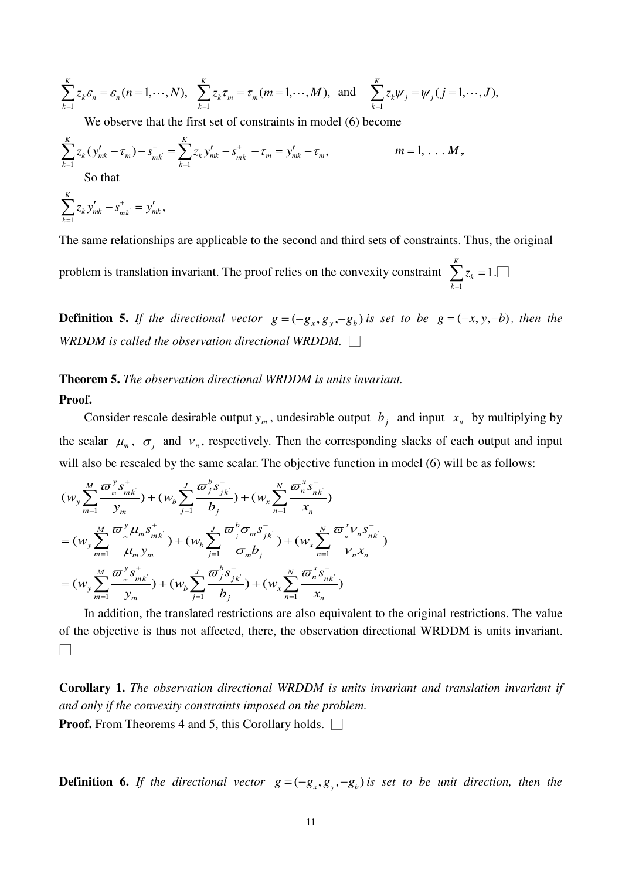$$\sum_{k=1}^{K} z_k \varepsilon_n = \varepsilon_n (n=1,\cdots,N),\ \ \sum_{k=1}^{K} z_k \tau_m = \tau_m (m=1,\cdots,M),\ \text{ and }\ \ \sum_{k=1}^{K} z_k \psi_j = \psi_j (j=1,\cdots,J),$$

We observe that the first set of constraints in model (6) become

$$\sum_{k=1}^{K} z_k (y'_{mk} - \tau_m) - s^+_{mk^{'}} = \sum_{k=1}^{K} z_k y'_{mk} - s^+_{mk^{'}} - \tau_m = y'_{mk} - \tau_m, \qquad m = 1, \ldots M,$$

So that

$$\sum_{k=1}^{K} z_k y'_{mk} - s^+_{mk^{'}} = y'_{mk},$$

The same relationships are applicable to the second and third sets of constraints. Thus, the original problem is translation invariant. The proof relies on the convexity constraint $\sum_{k=1}^{K} z_k = 1$. □

**Definition 5.** *If the directional vector* $g = (-g_x, g_y, -g_b)$ *is set to be* $g = (-x, y, -b)$*, then the WRDDM is called the observation directional WRDDM.* □

**Theorem 5.** *The observation directional WRDDM is units invariant.*

**Proof.**

Consider rescale desirable output $y_m$, undesirable output $b_j$ and input $x_n$ by multiplying by the scalar $\mu_m$, $\sigma_j$ and $\nu_n$, respectively. Then the corresponding slacks of each output and input will also be rescaled by the same scalar. The objective function in model (6) will be as follows:

$$(w_y \sum_{m=1}^{M} \frac{\varpi^y_m s^+_{mk^{'}}}{y_m}) + (w_b \sum_{j=1}^{J} \frac{\varpi^b_j s^-_{jk^{'}}}{b_j}) + (w_x \sum_{n=1}^{N} \frac{\varpi^x_n s^-_{nk^{'}}}{x_n})$$

$$= (w_y \sum_{m=1}^{M} \frac{\varpi^y_m \mu_m s^+_{mk^{'}}}{\mu_m y_m}) + (w_b \sum_{j=1}^{J} \frac{\varpi^b_j \sigma_m s^-_{jk^{'}}}{\sigma_m b_j}) + (w_x \sum_{n=1}^{N} \frac{\varpi^x_n \nu_n s^-_{nk^{'}}}{\nu_n x_n})$$

$$= (w_y \sum_{m=1}^{M} \frac{\varpi^y_m s^+_{mk^{'}}}{y_m}) + (w_b \sum_{j=1}^{J} \frac{\varpi^b_j s^-_{jk^{'}}}{b_j}) + (w_x \sum_{n=1}^{N} \frac{\varpi^x_n s^-_{nk^{'}}}{x_n})$$

In addition, the translated restrictions are also equivalent to the original restrictions. The value of the objective is thus not affected, there, the observation directional WRDDM is units invariant. □

**Corollary 1.** *The observation directional WRDDM is units invariant and translation invariant if and only if the convexity constraints imposed on the problem.*

**Proof.** From Theorems 4 and 5, this Corollary holds. □

**Definition 6.** *If the directional vector* $g = (-g_x, g_y, -g_b)$ *is set to be unit direction, then the*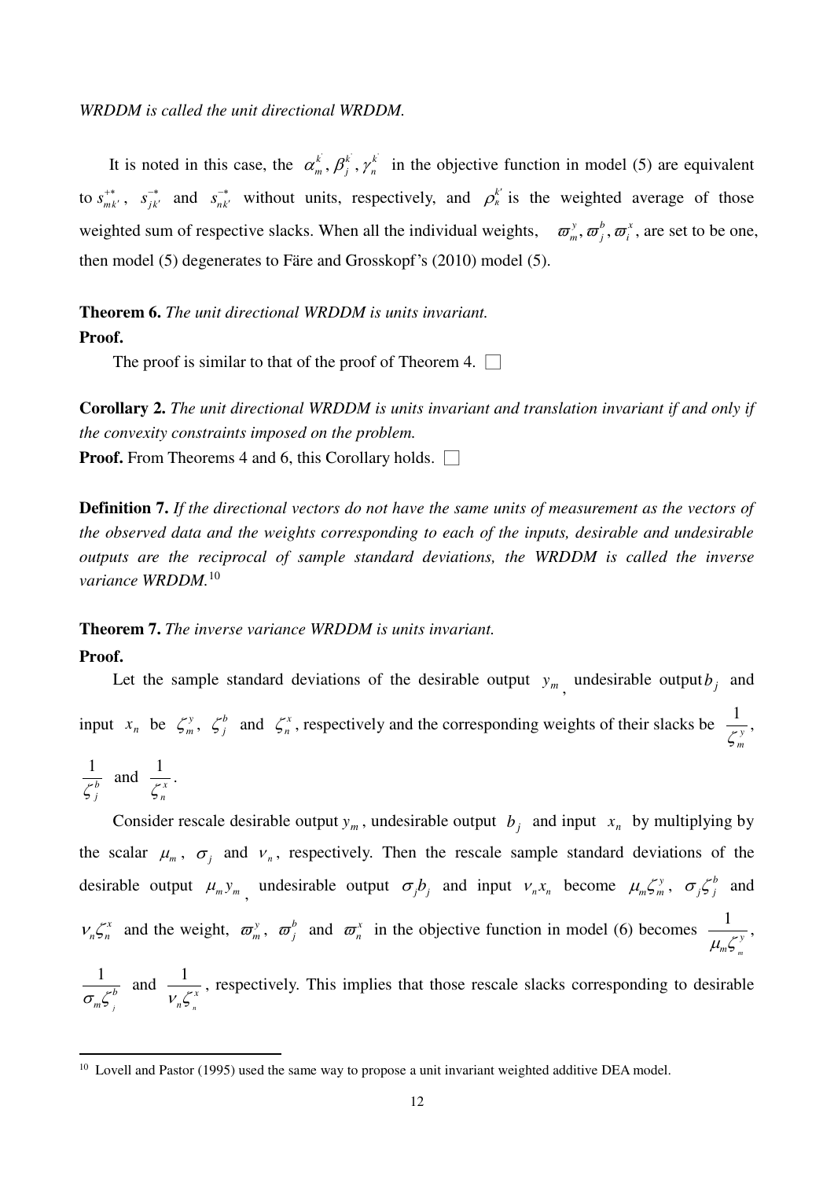*WRDDM is called the unit directional WRDDM.*

It is noted in this case, the $\alpha_m^{k'}, \beta_j^{k'}, \gamma_n^{k'}$ in the objective function in model (5) are equivalent to $s_{mk'}^{+*}$, $s_{jk'}^{-*}$ and $s_{nk'}^{-*}$ without units, respectively, and $\rho_R^{k'}$ is the weighted average of those weighted sum of respective slacks. When all the individual weights, $\varpi_m^y, \varpi_j^b, \varpi_i^x$, are set to be one, then model (5) degenerates to Färe and Grosskopf's (2010) model (5).

**Theorem 6.** *The unit directional WRDDM is units invariant.*

**Proof.**

The proof is similar to that of the proof of Theorem 4. □

**Corollary 2.** *The unit directional WRDDM is units invariant and translation invariant if and only if the convexity constraints imposed on the problem.*

**Proof.** From Theorems 4 and 6, this Corollary holds. □

**Definition 7.** *If the directional vectors do not have the same units of measurement as the vectors of the observed data and the weights corresponding to each of the inputs, desirable and undesirable outputs are the reciprocal of sample standard deviations, the WRDDM is called the inverse variance WRDDM.*[10]

**Theorem 7.** *The inverse variance WRDDM is units invariant.*

**Proof.**

Let the sample standard deviations of the desirable output $y_m$, undesirable output $b_j$ and input $x_n$ be $\zeta_m^y$, $\zeta_j^b$ and $\zeta_n^x$, respectively and the corresponding weights of their slacks be $\frac{1}{\zeta_m^y}$, $\frac{1}{\zeta_j^b}$ and $\frac{1}{\zeta_n^x}$.

Consider rescale desirable output $y_m$, undesirable output $b_j$ and input $x_n$ by multiplying by the scalar $\mu_m$, $\sigma_j$ and $\nu_n$, respectively. Then the rescale sample standard deviations of the desirable output $\mu_m y_m$, undesirable output $\sigma_j b_j$ and input $\nu_n x_n$ become $\mu_m \zeta_m^y$, $\sigma_j \zeta_j^b$ and $\nu_n \zeta_n^x$ and the weight, $\varpi_m^y$, $\varpi_j^b$ and $\varpi_n^x$ in the objective function in model (6) becomes $\frac{1}{\mu_m \zeta_m^y}$, $\frac{1}{\sigma_m \zeta_j^b}$ and $\frac{1}{\nu_n \zeta_n^x}$, respectively. This implies that those rescale slacks corresponding to desirable

[10] Lovell and Pastor (1995) used the same way to propose a unit invariant weighted additive DEA model.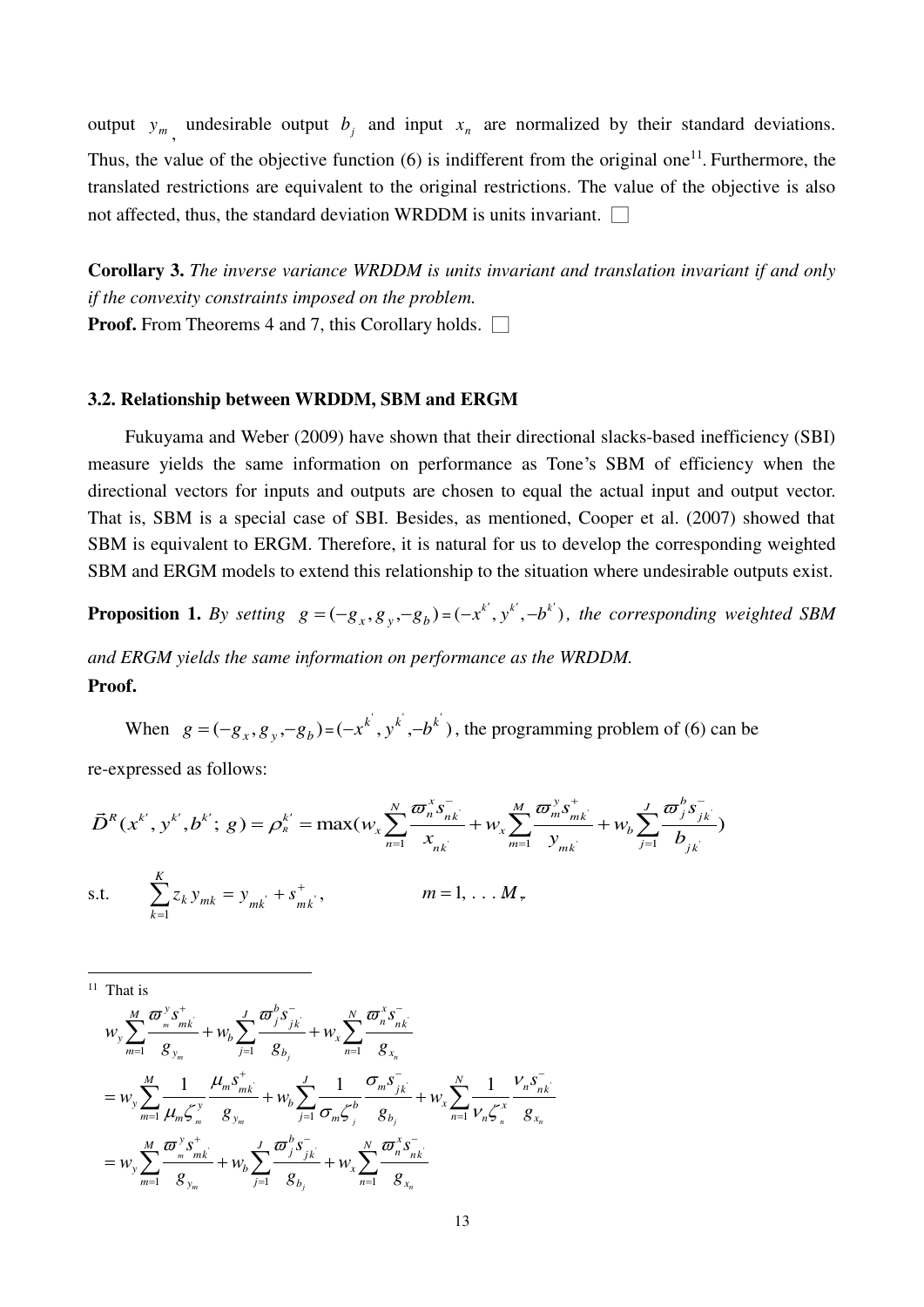output $y_m$, undesirable output $b_j$ and input $x_n$ are normalized by their standard deviations. Thus, the value of the objective function (6) is indifferent from the original one[11]. Furthermore, the translated restrictions are equivalent to the original restrictions. The value of the objective is also not affected, thus, the standard deviation WRDDM is units invariant. □

**Corollary 3.** *The inverse variance WRDDM is units invariant and translation invariant if and only if the convexity constraints imposed on the problem.*

**Proof.** From Theorems 4 and 7, this Corollary holds. □

### 3.2. Relationship between WRDDM, SBM and ERGM

Fukuyama and Weber (2009) have shown that their directional slacks-based inefficiency (SBI) measure yields the same information on performance as Tone's SBM of efficiency when the directional vectors for inputs and outputs are chosen to equal the actual input and output vector. That is, SBM is a special case of SBI. Besides, as mentioned, Cooper et al. (2007) showed that SBM is equivalent to ERGM. Therefore, it is natural for us to develop the corresponding weighted SBM and ERGM models to extend this relationship to the situation where undesirable outputs exist.

**Proposition 1.** *By setting* $g = (-g_x, g_y, -g_b) = (-x^{k'}, y^{k'}, -b^{k'})$*, the corresponding weighted SBM and ERGM yields the same information on performance as the WRDDM.*

**Proof.**

When $g = (-g_x, g_y, -g_b) = (-x^{k'}, y^{k'}, -b^{k'})$, the programming problem of (6) can be re-expressed as follows:

$$\vec{D}^R(x^{k'}, y^{k'}, b^{k'};\, g) = \rho_R^{k'} = \max\left(w_x \sum_{n=1}^{N} \frac{\varpi_n^x s_{nk'}^-}{x_{nk'}} + w_x \sum_{m=1}^{M} \frac{\varpi_m^y s_{mk'}^+}{y_{mk'}} + w_b \sum_{j=1}^{J} \frac{\varpi_j^b s_{jk'}^-}{b_{jk'}}\right)$$

s.t. $\quad \sum_{k=1}^{K} z_k y_{mk} = y_{mk'} + s_{mk'}^+, \qquad m = 1, \ldots M,$

---

[11] That is

$$\begin{aligned}
& w_y \sum_{m=1}^{M} \frac{\varpi_m^y s_{mk'}^+}{g_{y_m}} + w_b \sum_{j=1}^{J} \frac{\varpi_j^b s_{jk'}^-}{g_{b_j}} + w_x \sum_{n=1}^{N} \frac{\varpi_n^x s_{nk'}^-}{g_{x_n}} \\
&= w_y \sum_{m=1}^{M} \frac{1}{\mu_m \zeta_m^y} \frac{\mu_m s_{mk'}^+}{g_{y_m}} + w_b \sum_{j=1}^{J} \frac{1}{\sigma_m \zeta_j^b} \frac{\sigma_m s_{jk'}^-}{g_{b_j}} + w_x \sum_{n=1}^{N} \frac{1}{\nu_n \zeta_n^x} \frac{\nu_n s_{nk'}^-}{g_{x_n}} \\
&= w_y \sum_{m=1}^{M} \frac{\varpi_m^y s_{mk'}^+}{g_{y_m}} + w_b \sum_{j=1}^{J} \frac{\varpi_j^b s_{jk'}^-}{g_{b_j}} + w_x \sum_{n=1}^{N} \frac{\varpi_n^x s_{nk'}^-}{g_{x_n}}
\end{aligned}$$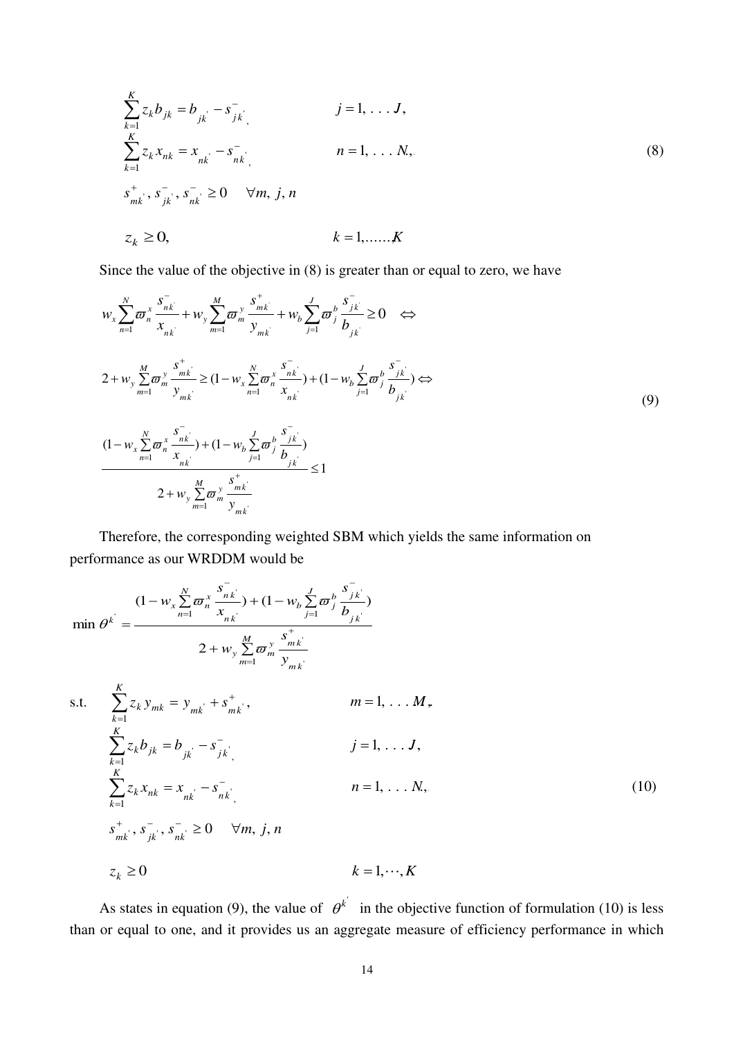$$
\begin{aligned}
&\sum_{k=1}^{K} z_k b_{jk} = b_{jk'} - s^{-}_{jk'}, && j = 1, \ldots J, \\
&\sum_{k=1}^{K} z_k x_{nk} = x_{nk'} - s^{-}_{nk'}, && n = 1, \ldots N, \\
&s^{+}_{mk'}, s^{-}_{jk'}, s^{-}_{nk'} \geq 0 \quad \forall m, j, n \\
&z_k \geq 0, && k = 1, \ldots, K
\end{aligned}
\tag{8}
$$

Since the value of the objective in (8) is greater than or equal to zero, we have

$$
\begin{aligned}
&w_x \sum_{n=1}^{N} \varpi^{x}_{n} \frac{s^{-}_{nk'}}{x_{nk'}} + w_y \sum_{m=1}^{M} \varpi^{y}_{m} \frac{s^{+}_{mk'}}{y_{mk'}} + w_b \sum_{j=1}^{J} \varpi^{b}_{j} \frac{s^{-}_{jk'}}{b_{jk'}} \geq 0 \quad \Leftrightarrow \\
&2 + w_y \sum_{m=1}^{M} \varpi^{y}_{m} \frac{s^{+}_{mk'}}{y_{mk'}} \geq (1 - w_x \sum_{n=1}^{N} \varpi^{x}_{n} \frac{s^{-}_{nk'}}{x_{nk'}}) + (1 - w_b \sum_{j=1}^{J} \varpi^{b}_{j} \frac{s^{-}_{jk'}}{b_{jk'}}) \Leftrightarrow \\
&\frac{(1 - w_x \sum_{n=1}^{N} \varpi^{x}_{n} \frac{s^{-}_{nk'}}{x_{nk'}}) + (1 - w_b \sum_{j=1}^{J} \varpi^{b}_{j} \frac{s^{-}_{jk'}}{b_{jk'}})}{2 + w_y \sum_{m=1}^{M} \varpi^{y}_{m} \frac{s^{+}_{mk'}}{y_{mk'}}} \leq 1
\end{aligned}
\tag{9}
$$

Therefore, the corresponding weighted SBM which yields the same information on performance as our WRDDM would be

$$
\begin{aligned}
\min \theta^{k'} &= \frac{(1 - w_x \sum_{n=1}^{N} \varpi^{x}_{n} \frac{s^{-}_{nk'}}{x_{nk'}}) + (1 - w_b \sum_{j=1}^{J} \varpi^{b}_{j} \frac{s^{-}_{jk'}}{b_{jk'}})}{2 + w_y \sum_{m=1}^{M} \varpi^{y}_{m} \frac{s^{+}_{mk'}}{y_{mk'}}} \\
\text{s.t.} \quad &\sum_{k=1}^{K} z_k y_{mk} = y_{mk'} + s^{+}_{mk'}, && m = 1, \ldots M, \\
&\sum_{k=1}^{K} z_k b_{jk} = b_{jk'} - s^{-}_{jk'}, && j = 1, \ldots J, \\
&\sum_{k=1}^{K} z_k x_{nk} = x_{nk'} - s^{-}_{nk'}, && n = 1, \ldots N, \\
&s^{+}_{mk'}, s^{-}_{jk'}, s^{-}_{nk'} \geq 0 \quad \forall m, j, n \\
&z_k \geq 0 && k = 1, \cdots, K
\end{aligned}
\tag{10}
$$

As states in equation (9), the value of $\theta^{k'}$ in the objective function of formulation (10) is less than or equal to one, and it provides us an aggregate measure of efficiency performance in which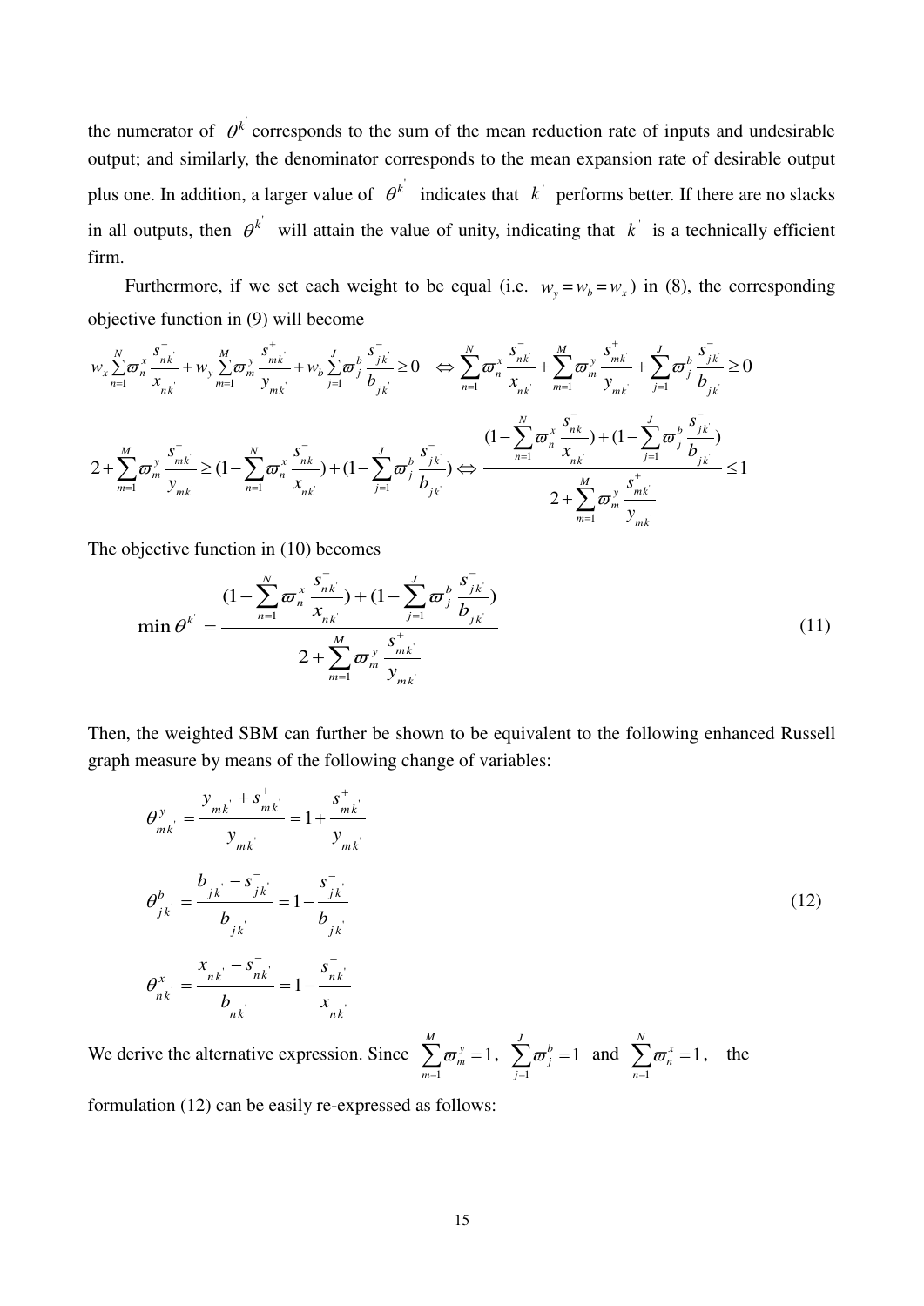the numerator of $\theta^{k^{'}}$ corresponds to the sum of the mean reduction rate of inputs and undesirable output; and similarly, the denominator corresponds to the mean expansion rate of desirable output plus one. In addition, a larger value of $\theta^{k^{'}}$ indicates that $k^{'}$ performs better. If there are no slacks in all outputs, then $\theta^{k^{'}}$ will attain the value of unity, indicating that $k^{'}$ is a technically efficient firm.

Furthermore, if we set each weight to be equal (i.e. $w_y = w_b = w_x$) in (8), the corresponding objective function in (9) will become

$$w_x \sum_{n=1}^{N} \varpi_n^x \frac{s_{nk^{'}}^-}{x_{nk^{'}}} + w_y \sum_{m=1}^{M} \varpi_m^y \frac{s_{mk^{'}}^+}{y_{mk^{'}}} + w_b \sum_{j=1}^{J} \varpi_j^b \frac{s_{jk^{'}}^-}{b_{jk^{'}}} \geq 0 \quad \Leftrightarrow \sum_{n=1}^{N} \varpi_n^x \frac{s_{nk^{'}}^-}{x_{nk^{'}}} + \sum_{m=1}^{M} \varpi_m^y \frac{s_{mk^{'}}^+}{y_{mk^{'}}} + \sum_{j=1}^{J} \varpi_j^b \frac{s_{jk^{'}}^-}{b_{jk^{'}}} \geq 0$$

$$2 + \sum_{m=1}^{M} \varpi_m^y \frac{s_{mk^{'}}^+}{y_{mk^{'}}} \geq (1 - \sum_{n=1}^{N} \varpi_n^x \frac{s_{nk^{'}}^-}{x_{nk^{'}}}) + (1 - \sum_{j=1}^{J} \varpi_j^b \frac{s_{jk^{'}}^-}{b_{jk^{'}}}) \Leftrightarrow \frac{(1 - \sum_{n=1}^{N} \varpi_n^x \frac{s_{nk^{'}}^-}{x_{nk^{'}}}) + (1 - \sum_{j=1}^{J} \varpi_j^b \frac{s_{jk^{'}}^-}{b_{jk^{'}}})}{2 + \sum_{m=1}^{M} \varpi_m^y \frac{s_{mk^{'}}^+}{y_{mk^{'}}}} \leq 1$$

The objective function in (10) becomes

$$\min \theta^{k^{'}} = \frac{(1 - \sum_{n=1}^{N} \varpi_n^x \frac{s_{nk^{'}}^-}{x_{nk^{'}}}) + (1 - \sum_{j=1}^{J} \varpi_j^b \frac{s_{jk^{'}}^-}{b_{jk^{'}}})}{2 + \sum_{m=1}^{M} \varpi_m^y \frac{s_{mk^{'}}^+}{y_{mk^{'}}}} \tag{11}$$

Then, the weighted SBM can further be shown to be equivalent to the following enhanced Russell graph measure by means of the following change of variables:

$$\begin{aligned}
\theta_{mk^{'}}^y &= \frac{y_{mk^{'}} + s_{mk^{'}}^+}{y_{mk^{'}}} = 1 + \frac{s_{mk^{'}}^+}{y_{mk^{'}}} \\
\theta_{jk^{'}}^b &= \frac{b_{jk^{'}} - s_{jk^{'}}^-}{b_{jk^{'}}} = 1 - \frac{s_{jk^{'}}^-}{b_{jk^{'}}} \\
\theta_{nk^{'}}^x &= \frac{x_{nk^{'}} - s_{nk^{'}}^-}{b_{nk^{'}}} = 1 - \frac{s_{nk^{'}}^-}{x_{nk^{'}}}
\end{aligned} \tag{12}$$

We derive the alternative expression. Since $\sum_{m=1}^{M} \varpi_m^y = 1$, $\sum_{j=1}^{J} \varpi_j^b = 1$ and $\sum_{n=1}^{N} \varpi_n^x = 1$, the formulation (12) can be easily re-expressed as follows: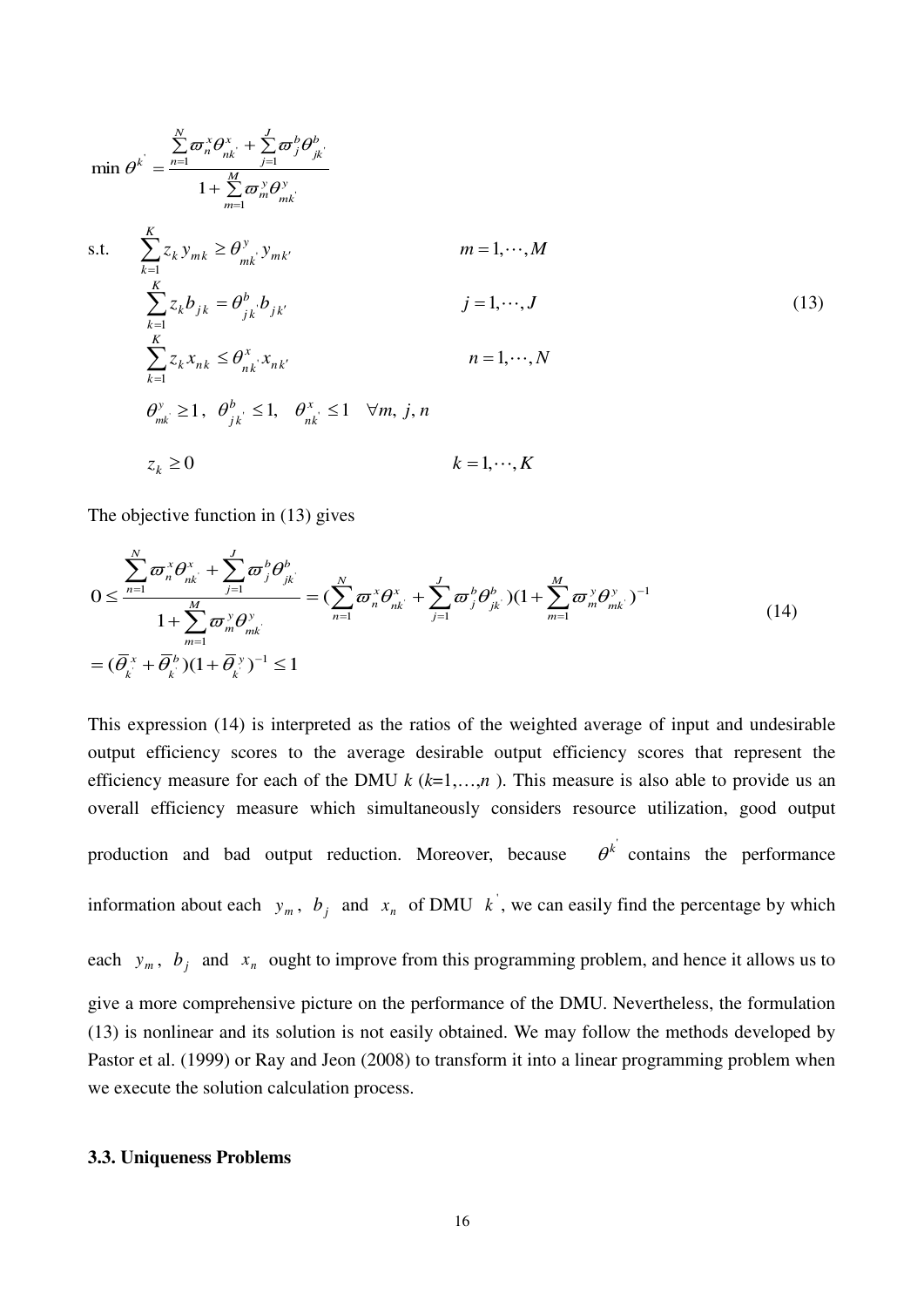$$
\min \theta^{k^{'}} = \frac{\sum_{n=1}^{N} \varpi_n^x \theta_{nk^{'}}^x + \sum_{j=1}^{J} \varpi_j^b \theta_{jk^{'}}^b}{1 + \sum_{m=1}^{M} \varpi_m^y \theta_{mk^{'}}^y}
$$

$$
\begin{aligned}
\text{s.t.} \quad & \sum_{k=1}^{K} z_k y_{mk} \geq \theta_{mk^{'}}^y y_{mk'} & m = 1, \cdots, M \\
& \sum_{k=1}^{K} z_k b_{jk} = \theta_{jk^{'}}^b b_{jk'} & j = 1, \cdots, J \\
& \sum_{k=1}^{K} z_k x_{nk} \leq \theta_{nk^{'}}^x x_{nk'} & n = 1, \cdots, N \\
& \theta_{mk^{'}}^y \geq 1, \ \ \theta_{jk^{'}}^b \leq 1, \ \ \theta_{nk^{'}}^x \leq 1 \quad \forall m, j, n & \\
& z_k \geq 0 & k = 1, \cdots, K
\end{aligned} \tag{13}
$$

The objective function in (13) gives

$$
\begin{aligned}
0 \leq \frac{\sum_{n=1}^{N} \varpi_n^x \theta_{nk^{'}}^x + \sum_{j=1}^{J} \varpi_j^b \theta_{jk^{'}}^b}{1 + \sum_{m=1}^{M} \varpi_m^y \theta_{mk^{'}}^y} &= \left(\sum_{n=1}^{N} \varpi_n^x \theta_{nk^{'}}^x + \sum_{j=1}^{J} \varpi_j^b \theta_{jk^{'}}^b\right)\left(1 + \sum_{m=1}^{M} \varpi_m^y \theta_{mk^{'}}^y\right)^{-1} \\
&= (\bar{\theta}_{k^{'}}^x + \bar{\theta}_{k^{'}}^b)(1 + \bar{\theta}_{k^{'}}^y)^{-1} \leq 1
\end{aligned} \tag{14}
$$

This expression (14) is interpreted as the ratios of the weighted average of input and undesirable output efficiency scores to the average desirable output efficiency scores that represent the efficiency measure for each of the DMU $k$ ($k$=1,…,$n$ ). This measure is also able to provide us an overall efficiency measure which simultaneously considers resource utilization, good output production and bad output reduction. Moreover, because $\theta^{k^{'}}$ contains the performance information about each $y_m$, $b_j$ and $x_n$ of DMU $k^{'}$, we can easily find the percentage by which each $y_m$, $b_j$ and $x_n$ ought to improve from this programming problem, and hence it allows us to give a more comprehensive picture on the performance of the DMU. Nevertheless, the formulation (13) is nonlinear and its solution is not easily obtained. We may follow the methods developed by Pastor et al. (1999) or Ray and Jeon (2008) to transform it into a linear programming problem when we execute the solution calculation process.

### 3.3. Uniqueness Problems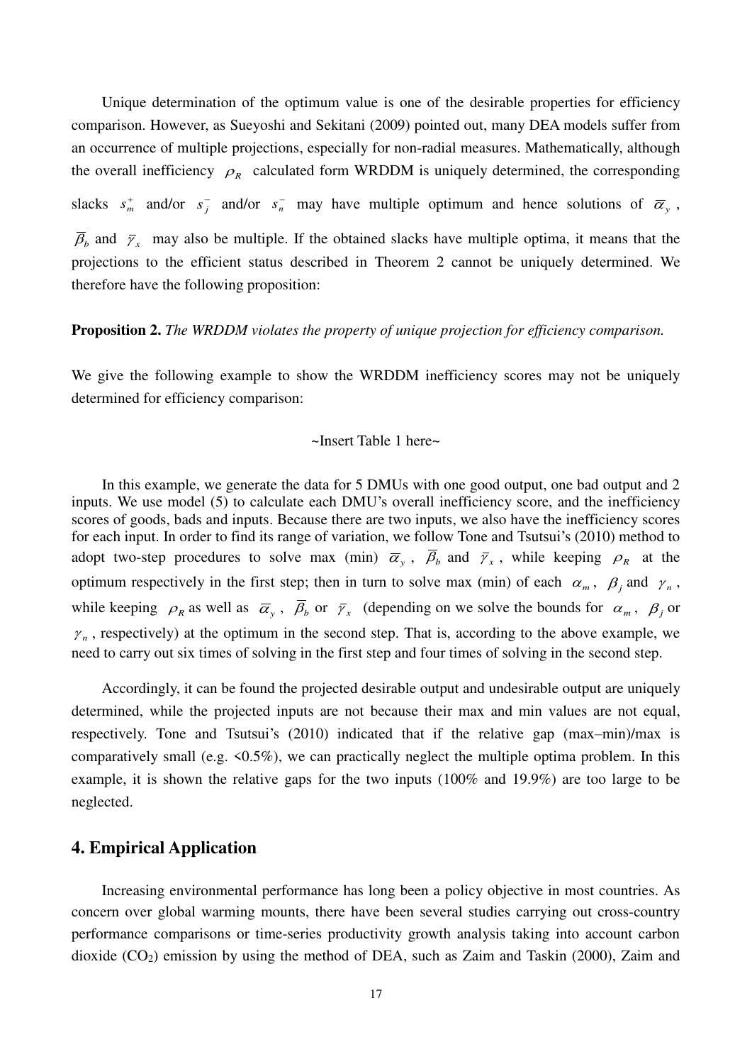Unique determination of the optimum value is one of the desirable properties for efficiency comparison. However, as Sueyoshi and Sekitani (2009) pointed out, many DEA models suffer from an occurrence of multiple projections, especially for non-radial measures. Mathematically, although the overall inefficiency $\rho_R$ calculated form WRDDM is uniquely determined, the corresponding slacks $s_m^+$ and/or $s_j^-$ and/or $s_n^-$ may have multiple optimum and hence solutions of $\overline{\alpha}_y$, $\overline{\beta}_b$ and $\overline{\gamma}_x$ may also be multiple. If the obtained slacks have multiple optima, it means that the projections to the efficient status described in Theorem 2 cannot be uniquely determined. We therefore have the following proposition:

**Proposition 2.** *The WRDDM violates the property of unique projection for efficiency comparison.*

We give the following example to show the WRDDM inefficiency scores may not be uniquely determined for efficiency comparison:

~Insert Table 1 here~

In this example, we generate the data for 5 DMUs with one good output, one bad output and 2 inputs. We use model (5) to calculate each DMU's overall inefficiency score, and the inefficiency scores of goods, bads and inputs. Because there are two inputs, we also have the inefficiency scores for each input. In order to find its range of variation, we follow Tone and Tsutsui's (2010) method to adopt two-step procedures to solve max (min) $\overline{\alpha}_y$, $\overline{\beta}_b$ and $\overline{\gamma}_x$, while keeping $\rho_R$ at the optimum respectively in the first step; then in turn to solve max (min) of each $\alpha_m$, $\beta_j$ and $\gamma_n$, while keeping $\rho_R$ as well as $\overline{\alpha}_y$, $\overline{\beta}_b$ or $\overline{\gamma}_x$ (depending on we solve the bounds for $\alpha_m$, $\beta_j$ or $\gamma_n$, respectively) at the optimum in the second step. That is, according to the above example, we need to carry out six times of solving in the first step and four times of solving in the second step.

Accordingly, it can be found the projected desirable output and undesirable output are uniquely determined, while the projected inputs are not because their max and min values are not equal, respectively. Tone and Tsutsui's (2010) indicated that if the relative gap (max–min)/max is comparatively small (e.g. <0.5%), we can practically neglect the multiple optima problem. In this example, it is shown the relative gaps for the two inputs (100% and 19.9%) are too large to be neglected.

## 4. Empirical Application

Increasing environmental performance has long been a policy objective in most countries. As concern over global warming mounts, there have been several studies carrying out cross-country performance comparisons or time-series productivity growth analysis taking into account carbon dioxide ($CO_2$) emission by using the method of DEA, such as Zaim and Taskin (2000), Zaim and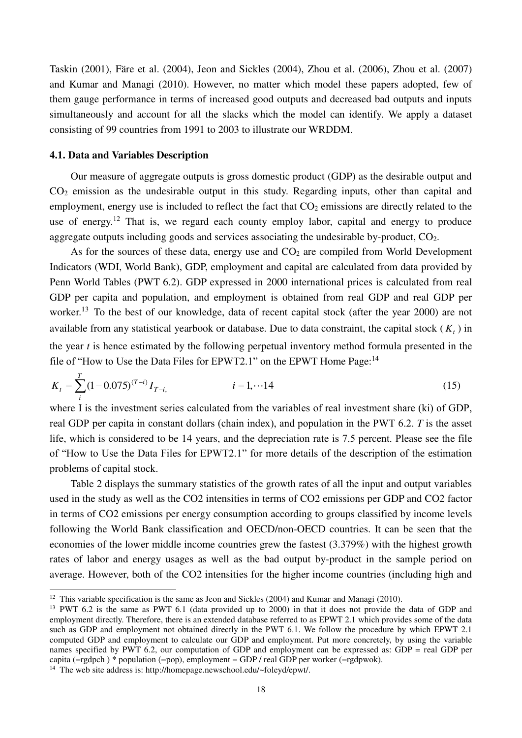Taskin (2001), Färe et al. (2004), Jeon and Sickles (2004), Zhou et al. (2006), Zhou et al. (2007) and Kumar and Managi (2010). However, no matter which model these papers adopted, few of them gauge performance in terms of increased good outputs and decreased bad outputs and inputs simultaneously and account for all the slacks which the model can identify. We apply a dataset consisting of 99 countries from 1991 to 2003 to illustrate our WRDDM.

### 4.1. Data and Variables Description

Our measure of aggregate outputs is gross domestic product (GDP) as the desirable output and $CO_2$ emission as the undesirable output in this study. Regarding inputs, other than capital and employment, energy use is included to reflect the fact that $CO_2$ emissions are directly related to the use of energy.[12] That is, we regard each county employ labor, capital and energy to produce aggregate outputs including goods and services associating the undesirable by-product, $CO_2$.

As for the sources of these data, energy use and $CO_2$ are compiled from World Development Indicators (WDI, World Bank), GDP, employment and capital are calculated from data provided by Penn World Tables (PWT 6.2). GDP expressed in 2000 international prices is calculated from real GDP per capita and population, and employment is obtained from real GDP and real GDP per worker.[13] To the best of our knowledge, data of recent capital stock (after the year 2000) are not available from any statistical yearbook or database. Due to data constraint, the capital stock ($K_t$) in the year *t* is hence estimated by the following perpetual inventory method formula presented in the file of "How to Use the Data Files for EPWT2.1" on the EPWT Home Page:[14]

$$K_t = \sum_{i}^{T} (1-0.075)^{(T-i)} I_{T-i,} \qquad\qquad i = 1, \cdots 14 \tag{15}$$

where I is the investment series calculated from the variables of real investment share (ki) of GDP, real GDP per capita in constant dollars (chain index), and population in the PWT 6.2. *T* is the asset life, which is considered to be 14 years, and the depreciation rate is 7.5 percent. Please see the file of "How to Use the Data Files for EPWT2.1" for more details of the description of the estimation problems of capital stock.

Table 2 displays the summary statistics of the growth rates of all the input and output variables used in the study as well as the CO2 intensities in terms of CO2 emissions per GDP and CO2 factor in terms of CO2 emissions per energy consumption according to groups classified by income levels following the World Bank classification and OECD/non-OECD countries. It can be seen that the economies of the lower middle income countries grew the fastest (3.379%) with the highest growth rates of labor and energy usages as well as the bad output by-product in the sample period on average. However, both of the CO2 intensities for the higher income countries (including high and

---

[12] This variable specification is the same as Jeon and Sickles (2004) and Kumar and Managi (2010).

[13] PWT 6.2 is the same as PWT 6.1 (data provided up to 2000) in that it does not provide the data of GDP and employment directly. Therefore, there is an extended database referred to as EPWT 2.1 which provides some of the data such as GDP and employment not obtained directly in the PWT 6.1. We follow the procedure by which EPWT 2.1 computed GDP and employment to calculate our GDP and employment. Put more concretely, by using the variable names specified by PWT 6.2, our computation of GDP and employment can be expressed as: GDP = real GDP per capita (=rgdpch ) * population (=pop), employment = GDP / real GDP per worker (=rgdpwok).

[14] The web site address is: http://homepage.newschool.edu/~foleyd/epwt/.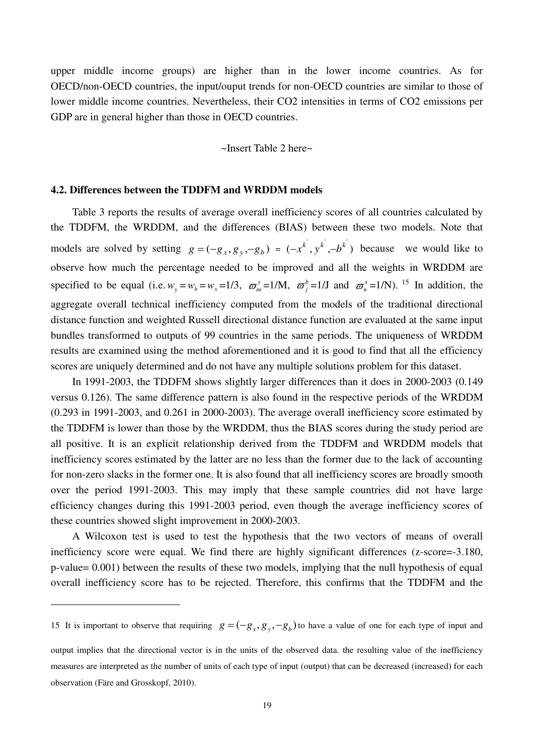upper middle income groups) are higher than in the lower income countries. As for OECD/non-OECD countries, the input/ouput trends for non-OECD countries are similar to those of lower middle income countries. Nevertheless, their CO2 intensities in terms of CO2 emissions per GDP are in general higher than those in OECD countries.

~Insert Table 2 here~

### 4.2. Differences between the TDDFM and WRDDM models

Table 3 reports the results of average overall inefficiency scores of all countries calculated by the TDDFM, the WRDDM, and the differences (BIAS) between these two models. Note that models are solved by setting $g = (-g_x, g_y, -g_b)$ = $(-x^{k'}, y^{k'}, -b^{k'})$ because we would like to observe how much the percentage needed to be improved and all the weights in WRDDM are specified to be equal (i.e. $w_y = w_b = w_x$ =1/3, $\varpi_m^y$=1/M, $\varpi_j^b$=1/J and $\varpi_n^x$=1/N). [15] In addition, the aggregate overall technical inefficiency computed from the models of the traditional directional distance function and weighted Russell directional distance function are evaluated at the same input bundles transformed to outputs of 99 countries in the same periods. The uniqueness of WRDDM results are examined using the method aforementioned and it is good to find that all the efficiency scores are uniquely determined and do not have any multiple solutions problem for this dataset.

In 1991-2003, the TDDFM shows slightly larger differences than it does in 2000-2003 (0.149 versus 0.126). The same difference pattern is also found in the respective periods of the WRDDM (0.293 in 1991-2003, and 0.261 in 2000-2003). The average overall inefficiency score estimated by the TDDFM is lower than those by the WRDDM, thus the BIAS scores during the study period are all positive. It is an explicit relationship derived from the TDDFM and WRDDM models that inefficiency scores estimated by the latter are no less than the former due to the lack of accounting for non-zero slacks in the former one. It is also found that all inefficiency scores are broadly smooth over the period 1991-2003. This may imply that these sample countries did not have large efficiency changes during this 1991-2003 period, even though the average inefficiency scores of these countries showed slight improvement in 2000-2003.

A Wilcoxon test is used to test the hypothesis that the two vectors of means of overall inefficiency score were equal. We find there are highly significant differences (z-score=-3.180, p-value= 0.001) between the results of these two models, implying that the null hypothesis of equal overall inefficiency score has to be rejected. Therefore, this confirms that the TDDFM and the

---

15 It is important to observe that requiring $g = (-g_x, g_y, -g_b)$ to have a value of one for each type of input and output implies that the directional vector is in the units of the observed data. the resulting value of the inefficiency measures are interpreted as the number of units of each type of input (output) that can be decreased (increased) for each observation (Färe and Grosskopf, 2010).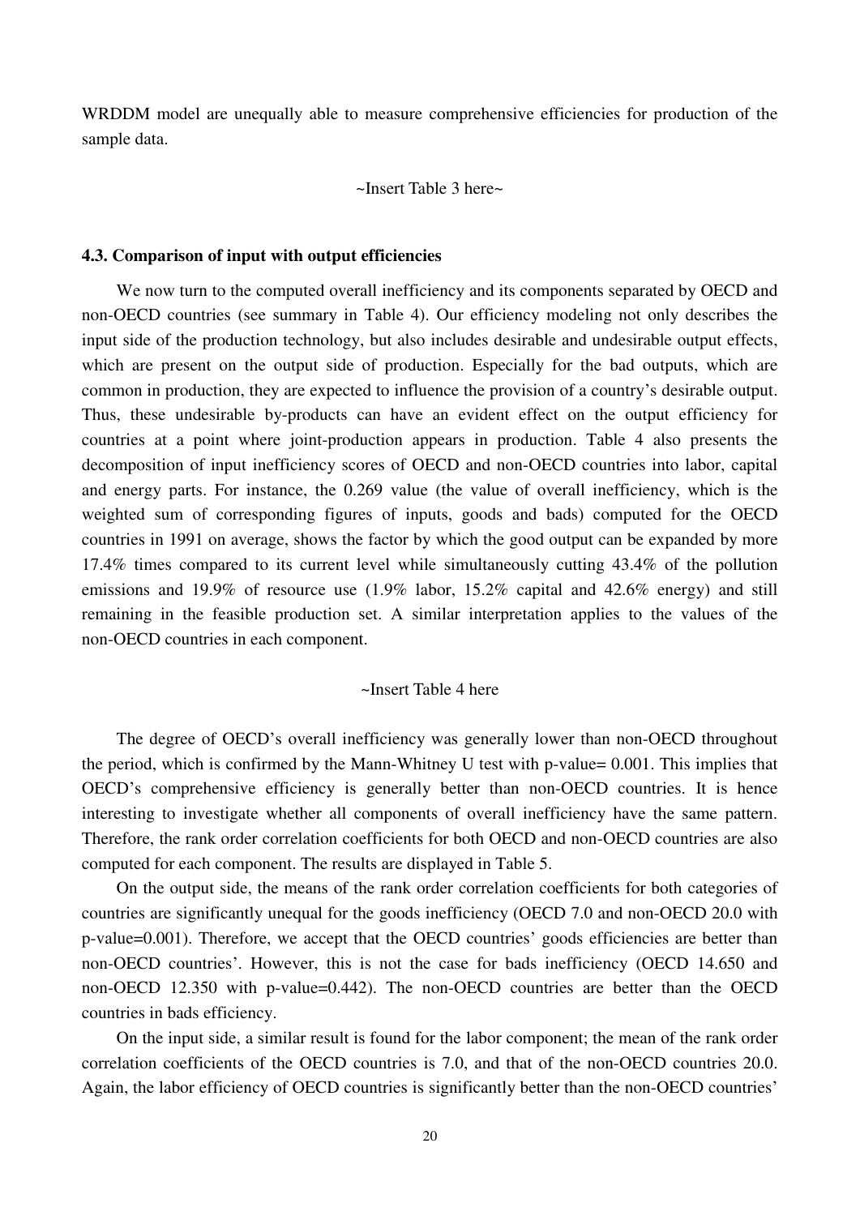WRDDM model are unequally able to measure comprehensive efficiencies for production of the sample data.

~Insert Table 3 here~

### 4.3. Comparison of input with output efficiencies

We now turn to the computed overall inefficiency and its components separated by OECD and non-OECD countries (see summary in Table 4). Our efficiency modeling not only describes the input side of the production technology, but also includes desirable and undesirable output effects, which are present on the output side of production. Especially for the bad outputs, which are common in production, they are expected to influence the provision of a country's desirable output. Thus, these undesirable by-products can have an evident effect on the output efficiency for countries at a point where joint-production appears in production. Table 4 also presents the decomposition of input inefficiency scores of OECD and non-OECD countries into labor, capital and energy parts. For instance, the 0.269 value (the value of overall inefficiency, which is the weighted sum of corresponding figures of inputs, goods and bads) computed for the OECD countries in 1991 on average, shows the factor by which the good output can be expanded by more 17.4% times compared to its current level while simultaneously cutting 43.4% of the pollution emissions and 19.9% of resource use (1.9% labor, 15.2% capital and 42.6% energy) and still remaining in the feasible production set. A similar interpretation applies to the values of the non-OECD countries in each component.

~Insert Table 4 here

The degree of OECD's overall inefficiency was generally lower than non-OECD throughout the period, which is confirmed by the Mann-Whitney U test with p-value= 0.001. This implies that OECD's comprehensive efficiency is generally better than non-OECD countries. It is hence interesting to investigate whether all components of overall inefficiency have the same pattern. Therefore, the rank order correlation coefficients for both OECD and non-OECD countries are also computed for each component. The results are displayed in Table 5.

On the output side, the means of the rank order correlation coefficients for both categories of countries are significantly unequal for the goods inefficiency (OECD 7.0 and non-OECD 20.0 with p-value=0.001). Therefore, we accept that the OECD countries' goods efficiencies are better than non-OECD countries'. However, this is not the case for bads inefficiency (OECD 14.650 and non-OECD 12.350 with p-value=0.442). The non-OECD countries are better than the OECD countries in bads efficiency.

On the input side, a similar result is found for the labor component; the mean of the rank order correlation coefficients of the OECD countries is 7.0, and that of the non-OECD countries 20.0. Again, the labor efficiency of OECD countries is significantly better than the non-OECD countries'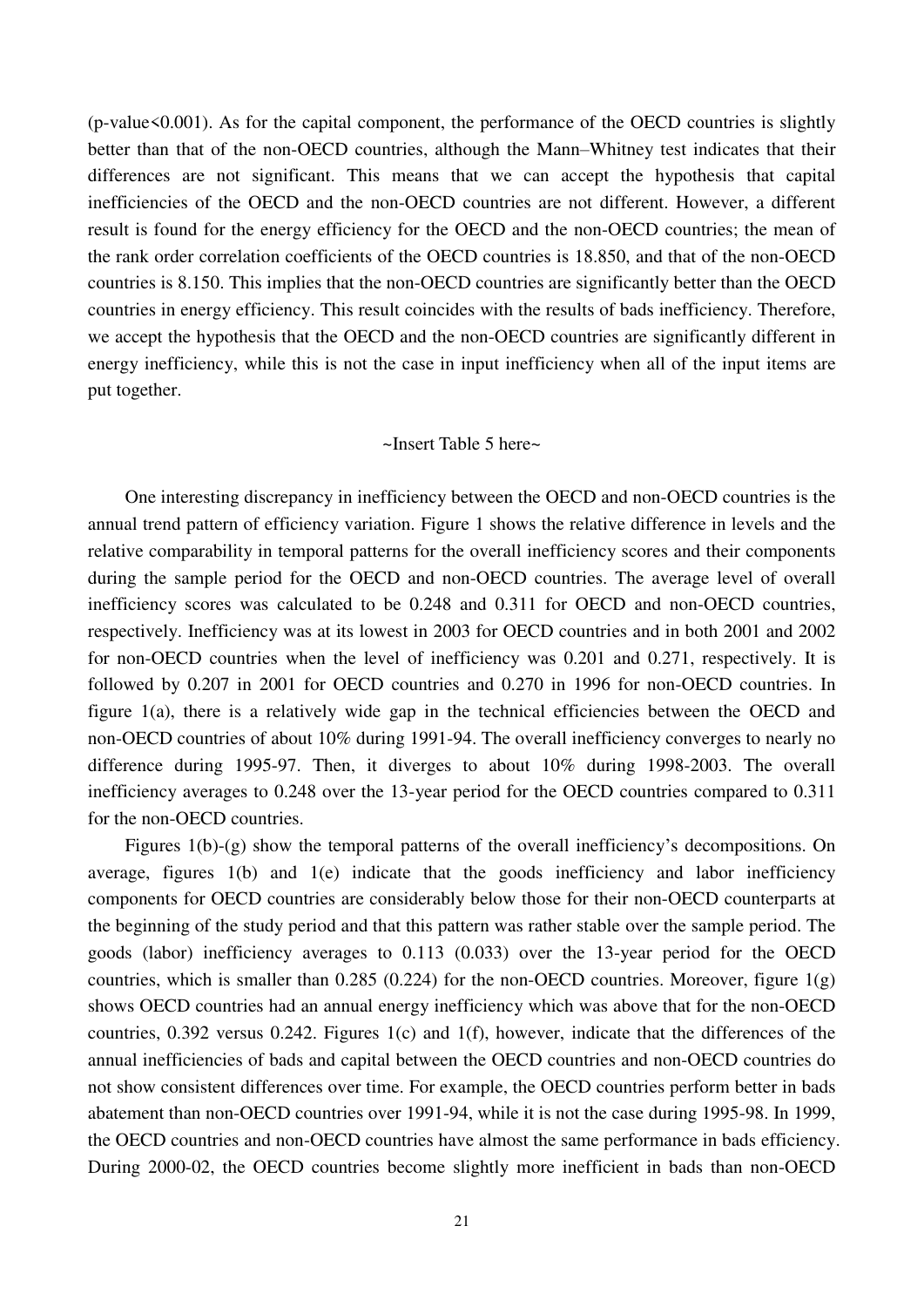(p-value<0.001). As for the capital component, the performance of the OECD countries is slightly better than that of the non-OECD countries, although the Mann–Whitney test indicates that their differences are not significant. This means that we can accept the hypothesis that capital inefficiencies of the OECD and the non-OECD countries are not different. However, a different result is found for the energy efficiency for the OECD and the non-OECD countries; the mean of the rank order correlation coefficients of the OECD countries is 18.850, and that of the non-OECD countries is 8.150. This implies that the non-OECD countries are significantly better than the OECD countries in energy efficiency. This result coincides with the results of bads inefficiency. Therefore, we accept the hypothesis that the OECD and the non-OECD countries are significantly different in energy inefficiency, while this is not the case in input inefficiency when all of the input items are put together.

~Insert Table 5 here~

One interesting discrepancy in inefficiency between the OECD and non-OECD countries is the annual trend pattern of efficiency variation. Figure 1 shows the relative difference in levels and the relative comparability in temporal patterns for the overall inefficiency scores and their components during the sample period for the OECD and non-OECD countries. The average level of overall inefficiency scores was calculated to be 0.248 and 0.311 for OECD and non-OECD countries, respectively. Inefficiency was at its lowest in 2003 for OECD countries and in both 2001 and 2002 for non-OECD countries when the level of inefficiency was 0.201 and 0.271, respectively. It is followed by 0.207 in 2001 for OECD countries and 0.270 in 1996 for non-OECD countries. In figure 1(a), there is a relatively wide gap in the technical efficiencies between the OECD and non-OECD countries of about 10% during 1991-94. The overall inefficiency converges to nearly no difference during 1995-97. Then, it diverges to about 10% during 1998-2003. The overall inefficiency averages to 0.248 over the 13-year period for the OECD countries compared to 0.311 for the non-OECD countries.

Figures 1(b)-(g) show the temporal patterns of the overall inefficiency's decompositions. On average, figures 1(b) and 1(e) indicate that the goods inefficiency and labor inefficiency components for OECD countries are considerably below those for their non-OECD counterparts at the beginning of the study period and that this pattern was rather stable over the sample period. The goods (labor) inefficiency averages to 0.113 (0.033) over the 13-year period for the OECD countries, which is smaller than 0.285 (0.224) for the non-OECD countries. Moreover, figure 1(g) shows OECD countries had an annual energy inefficiency which was above that for the non-OECD countries, 0.392 versus 0.242. Figures 1(c) and 1(f), however, indicate that the differences of the annual inefficiencies of bads and capital between the OECD countries and non-OECD countries do not show consistent differences over time. For example, the OECD countries perform better in bads abatement than non-OECD countries over 1991-94, while it is not the case during 1995-98. In 1999, the OECD countries and non-OECD countries have almost the same performance in bads efficiency. During 2000-02, the OECD countries become slightly more inefficient in bads than non-OECD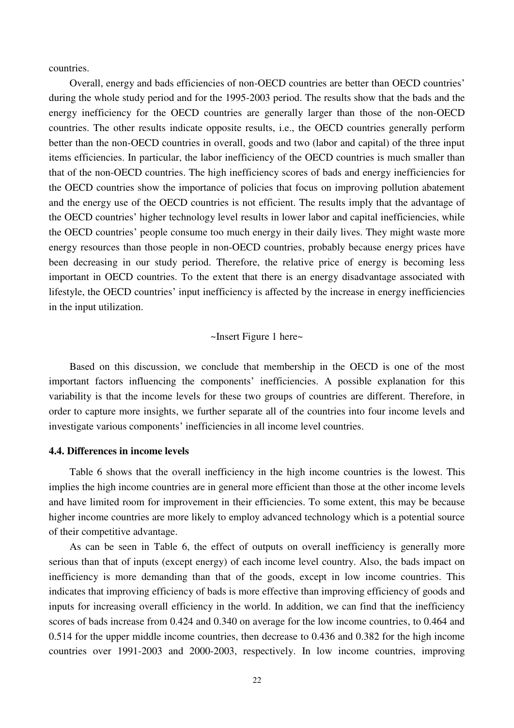countries.

Overall, energy and bads efficiencies of non-OECD countries are better than OECD countries' during the whole study period and for the 1995-2003 period. The results show that the bads and the energy inefficiency for the OECD countries are generally larger than those of the non-OECD countries. The other results indicate opposite results, i.e., the OECD countries generally perform better than the non-OECD countries in overall, goods and two (labor and capital) of the three input items efficiencies. In particular, the labor inefficiency of the OECD countries is much smaller than that of the non-OECD countries. The high inefficiency scores of bads and energy inefficiencies for the OECD countries show the importance of policies that focus on improving pollution abatement and the energy use of the OECD countries is not efficient. The results imply that the advantage of the OECD countries' higher technology level results in lower labor and capital inefficiencies, while the OECD countries' people consume too much energy in their daily lives. They might waste more energy resources than those people in non-OECD countries, probably because energy prices have been decreasing in our study period. Therefore, the relative price of energy is becoming less important in OECD countries. To the extent that there is an energy disadvantage associated with lifestyle, the OECD countries' input inefficiency is affected by the increase in energy inefficiencies in the input utilization.

~Insert Figure 1 here~

Based on this discussion, we conclude that membership in the OECD is one of the most important factors influencing the components' inefficiencies. A possible explanation for this variability is that the income levels for these two groups of countries are different. Therefore, in order to capture more insights, we further separate all of the countries into four income levels and investigate various components' inefficiencies in all income level countries.

### 4.4. Differences in income levels

Table 6 shows that the overall inefficiency in the high income countries is the lowest. This implies the high income countries are in general more efficient than those at the other income levels and have limited room for improvement in their efficiencies. To some extent, this may be because higher income countries are more likely to employ advanced technology which is a potential source of their competitive advantage.

As can be seen in Table 6, the effect of outputs on overall inefficiency is generally more serious than that of inputs (except energy) of each income level country. Also, the bads impact on inefficiency is more demanding than that of the goods, except in low income countries. This indicates that improving efficiency of bads is more effective than improving efficiency of goods and inputs for increasing overall efficiency in the world. In addition, we can find that the inefficiency scores of bads increase from 0.424 and 0.340 on average for the low income countries, to 0.464 and 0.514 for the upper middle income countries, then decrease to 0.436 and 0.382 for the high income countries over 1991-2003 and 2000-2003, respectively. In low income countries, improving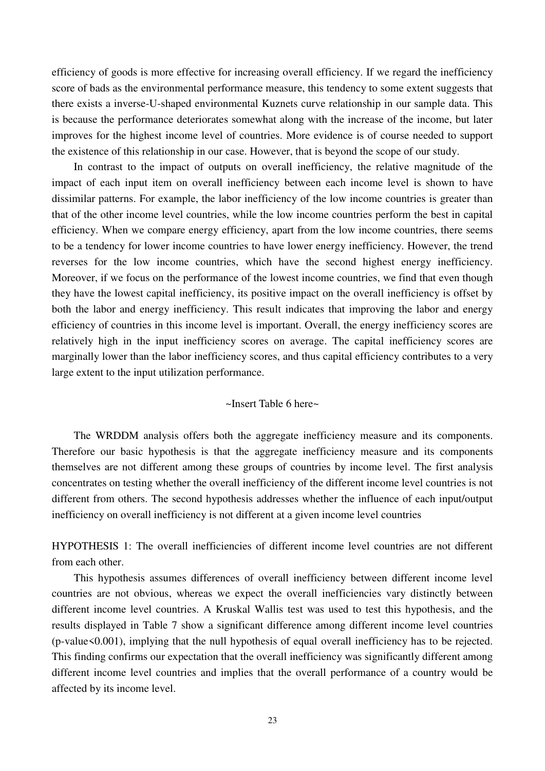efficiency of goods is more effective for increasing overall efficiency. If we regard the inefficiency score of bads as the environmental performance measure, this tendency to some extent suggests that there exists a inverse-U-shaped environmental Kuznets curve relationship in our sample data. This is because the performance deteriorates somewhat along with the increase of the income, but later improves for the highest income level of countries. More evidence is of course needed to support the existence of this relationship in our case. However, that is beyond the scope of our study.

In contrast to the impact of outputs on overall inefficiency, the relative magnitude of the impact of each input item on overall inefficiency between each income level is shown to have dissimilar patterns. For example, the labor inefficiency of the low income countries is greater than that of the other income level countries, while the low income countries perform the best in capital efficiency. When we compare energy efficiency, apart from the low income countries, there seems to be a tendency for lower income countries to have lower energy inefficiency. However, the trend reverses for the low income countries, which have the second highest energy inefficiency. Moreover, if we focus on the performance of the lowest income countries, we find that even though they have the lowest capital inefficiency, its positive impact on the overall inefficiency is offset by both the labor and energy inefficiency. This result indicates that improving the labor and energy efficiency of countries in this income level is important. Overall, the energy inefficiency scores are relatively high in the input inefficiency scores on average. The capital inefficiency scores are marginally lower than the labor inefficiency scores, and thus capital efficiency contributes to a very large extent to the input utilization performance.

~Insert Table 6 here~

The WRDDM analysis offers both the aggregate inefficiency measure and its components. Therefore our basic hypothesis is that the aggregate inefficiency measure and its components themselves are not different among these groups of countries by income level. The first analysis concentrates on testing whether the overall inefficiency of the different income level countries is not different from others. The second hypothesis addresses whether the influence of each input/output inefficiency on overall inefficiency is not different at a given income level countries

HYPOTHESIS 1: The overall inefficiencies of different income level countries are not different from each other.

This hypothesis assumes differences of overall inefficiency between different income level countries are not obvious, whereas we expect the overall inefficiencies vary distinctly between different income level countries. A Kruskal Wallis test was used to test this hypothesis, and the results displayed in Table 7 show a significant difference among different income level countries (p-value$<0.001$), implying that the null hypothesis of equal overall inefficiency has to be rejected. This finding confirms our expectation that the overall inefficiency was significantly different among different income level countries and implies that the overall performance of a country would be affected by its income level.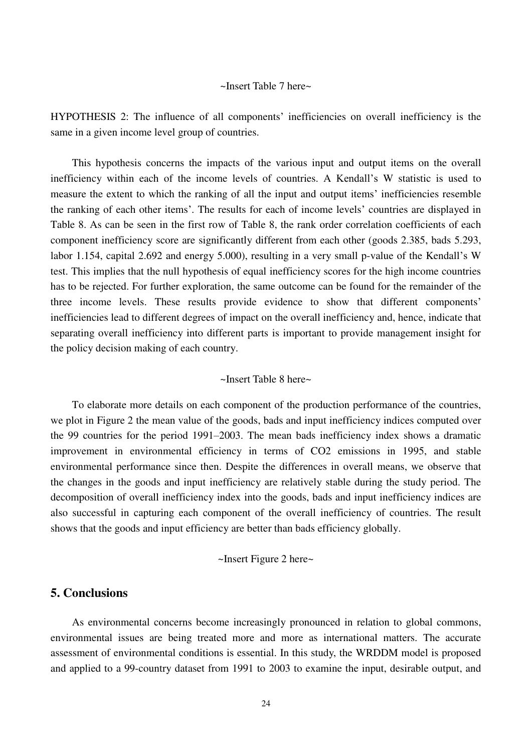~Insert Table 7 here~

HYPOTHESIS 2: The influence of all components' inefficiencies on overall inefficiency is the same in a given income level group of countries.

This hypothesis concerns the impacts of the various input and output items on the overall inefficiency within each of the income levels of countries. A Kendall's W statistic is used to measure the extent to which the ranking of all the input and output items' inefficiencies resemble the ranking of each other items'. The results for each of income levels' countries are displayed in Table 8. As can be seen in the first row of Table 8, the rank order correlation coefficients of each component inefficiency score are significantly different from each other (goods 2.385, bads 5.293, labor 1.154, capital 2.692 and energy 5.000), resulting in a very small p-value of the Kendall's W test. This implies that the null hypothesis of equal inefficiency scores for the high income countries has to be rejected. For further exploration, the same outcome can be found for the remainder of the three income levels. These results provide evidence to show that different components' inefficiencies lead to different degrees of impact on the overall inefficiency and, hence, indicate that separating overall inefficiency into different parts is important to provide management insight for the policy decision making of each country.

~Insert Table 8 here~

To elaborate more details on each component of the production performance of the countries, we plot in Figure 2 the mean value of the goods, bads and input inefficiency indices computed over the 99 countries for the period 1991–2003. The mean bads inefficiency index shows a dramatic improvement in environmental efficiency in terms of $CO_2$ emissions in 1995, and stable environmental performance since then. Despite the differences in overall means, we observe that the changes in the goods and input inefficiency are relatively stable during the study period. The decomposition of overall inefficiency index into the goods, bads and input inefficiency indices are also successful in capturing each component of the overall inefficiency of countries. The result shows that the goods and input efficiency are better than bads efficiency globally.

~Insert Figure 2 here~

## 5. Conclusions

As environmental concerns become increasingly pronounced in relation to global commons, environmental issues are being treated more and more as international matters. The accurate assessment of environmental conditions is essential. In this study, the WRDDM model is proposed and applied to a 99-country dataset from 1991 to 2003 to examine the input, desirable output, and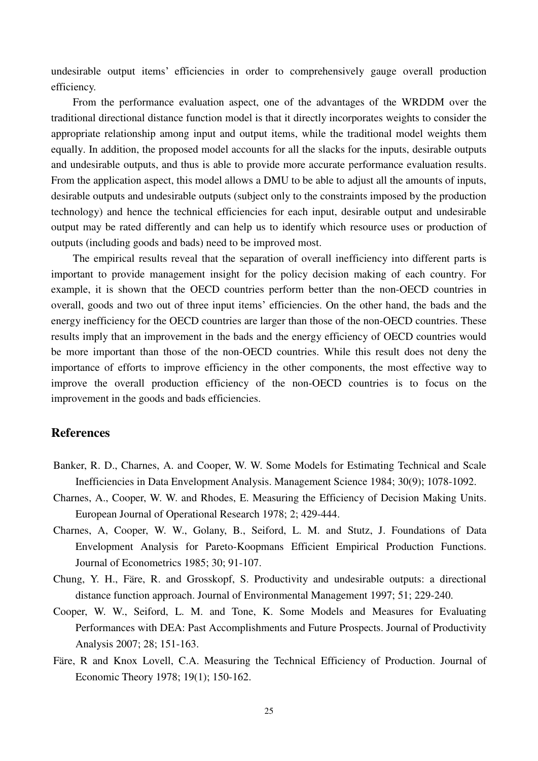undesirable output items' efficiencies in order to comprehensively gauge overall production efficiency.

From the performance evaluation aspect, one of the advantages of the WRDDM over the traditional directional distance function model is that it directly incorporates weights to consider the appropriate relationship among input and output items, while the traditional model weights them equally. In addition, the proposed model accounts for all the slacks for the inputs, desirable outputs and undesirable outputs, and thus is able to provide more accurate performance evaluation results. From the application aspect, this model allows a DMU to be able to adjust all the amounts of inputs, desirable outputs and undesirable outputs (subject only to the constraints imposed by the production technology) and hence the technical efficiencies for each input, desirable output and undesirable output may be rated differently and can help us to identify which resource uses or production of outputs (including goods and bads) need to be improved most.

The empirical results reveal that the separation of overall inefficiency into different parts is important to provide management insight for the policy decision making of each country. For example, it is shown that the OECD countries perform better than the non-OECD countries in overall, goods and two out of three input items' efficiencies. On the other hand, the bads and the energy inefficiency for the OECD countries are larger than those of the non-OECD countries. These results imply that an improvement in the bads and the energy efficiency of OECD countries would be more important than those of the non-OECD countries. While this result does not deny the importance of efforts to improve efficiency in the other components, the most effective way to improve the overall production efficiency of the non-OECD countries is to focus on the improvement in the goods and bads efficiencies.

## References

Banker, R. D., Charnes, A. and Cooper, W. W. Some Models for Estimating Technical and Scale Inefficiencies in Data Envelopment Analysis. Management Science 1984; 30(9); 1078-1092.

Charnes, A., Cooper, W. W. and Rhodes, E. Measuring the Efficiency of Decision Making Units. European Journal of Operational Research 1978; 2; 429-444.

Charnes, A, Cooper, W. W., Golany, B., Seiford, L. M. and Stutz, J. Foundations of Data Envelopment Analysis for Pareto-Koopmans Efficient Empirical Production Functions. Journal of Econometrics 1985; 30; 91-107.

Chung, Y. H., Färe, R. and Grosskopf, S. Productivity and undesirable outputs: a directional distance function approach. Journal of Environmental Management 1997; 51; 229-240.

Cooper, W. W., Seiford, L. M. and Tone, K. Some Models and Measures for Evaluating Performances with DEA: Past Accomplishments and Future Prospects. Journal of Productivity Analysis 2007; 28; 151-163.

Färe, R and Knox Lovell, C.A. Measuring the Technical Efficiency of Production. Journal of Economic Theory 1978; 19(1); 150-162.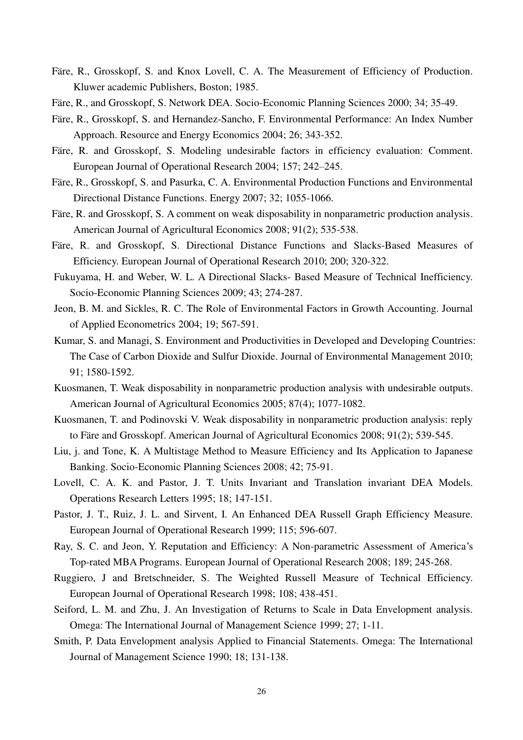Färe, R., Grosskopf, S. and Knox Lovell, C. A. The Measurement of Efficiency of Production. Kluwer academic Publishers, Boston; 1985.

Färe, R., and Grosskopf, S. Network DEA. Socio-Economic Planning Sciences 2000; 34; 35-49.

Färe, R., Grosskopf, S. and Hernandez-Sancho, F. Environmental Performance: An Index Number Approach. Resource and Energy Economics 2004; 26; 343-352.

Färe, R. and Grosskopf, S. Modeling undesirable factors in efficiency evaluation: Comment. European Journal of Operational Research 2004; 157; 242–245.

Färe, R., Grosskopf, S. and Pasurka, C. A. Environmental Production Functions and Environmental Directional Distance Functions. Energy 2007; 32; 1055-1066.

Färe, R. and Grosskopf, S. A comment on weak disposability in nonparametric production analysis. American Journal of Agricultural Economics 2008; 91(2); 535-538.

Färe, R. and Grosskopf, S. Directional Distance Functions and Slacks-Based Measures of Efficiency. European Journal of Operational Research 2010; 200; 320-322.

Fukuyama, H. and Weber, W. L. A Directional Slacks- Based Measure of Technical Inefficiency. Socio-Economic Planning Sciences 2009; 43; 274-287.

Jeon, B. M. and Sickles, R. C. The Role of Environmental Factors in Growth Accounting. Journal of Applied Econometrics 2004; 19; 567-591.

Kumar, S. and Managi, S. Environment and Productivities in Developed and Developing Countries: The Case of Carbon Dioxide and Sulfur Dioxide. Journal of Environmental Management 2010; 91; 1580-1592.

Kuosmanen, T. Weak disposability in nonparametric production analysis with undesirable outputs. American Journal of Agricultural Economics 2005; 87(4); 1077-1082.

Kuosmanen, T. and Podinovski V. Weak disposability in nonparametric production analysis: reply to Färe and Grosskopf. American Journal of Agricultural Economics 2008; 91(2); 539-545.

Liu, j. and Tone, K. A Multistage Method to Measure Efficiency and Its Application to Japanese Banking. Socio-Economic Planning Sciences 2008; 42; 75-91.

Lovell, C. A. K. and Pastor, J. T. Units Invariant and Translation invariant DEA Models. Operations Research Letters 1995; 18; 147-151.

Pastor, J. T., Ruiz, J. L. and Sirvent, I. An Enhanced DEA Russell Graph Efficiency Measure. European Journal of Operational Research 1999; 115; 596-607.

Ray, S. C. and Jeon, Y. Reputation and Efficiency: A Non-parametric Assessment of America's Top-rated MBA Programs. European Journal of Operational Research 2008; 189; 245-268.

Ruggiero, J and Bretschneider, S. The Weighted Russell Measure of Technical Efficiency. European Journal of Operational Research 1998; 108; 438-451.

Seiford, L. M. and Zhu, J. An Investigation of Returns to Scale in Data Envelopment analysis. Omega: The International Journal of Management Science 1999; 27; 1-11.

Smith, P. Data Envelopment analysis Applied to Financial Statements. Omega: The International Journal of Management Science 1990; 18; 131-138.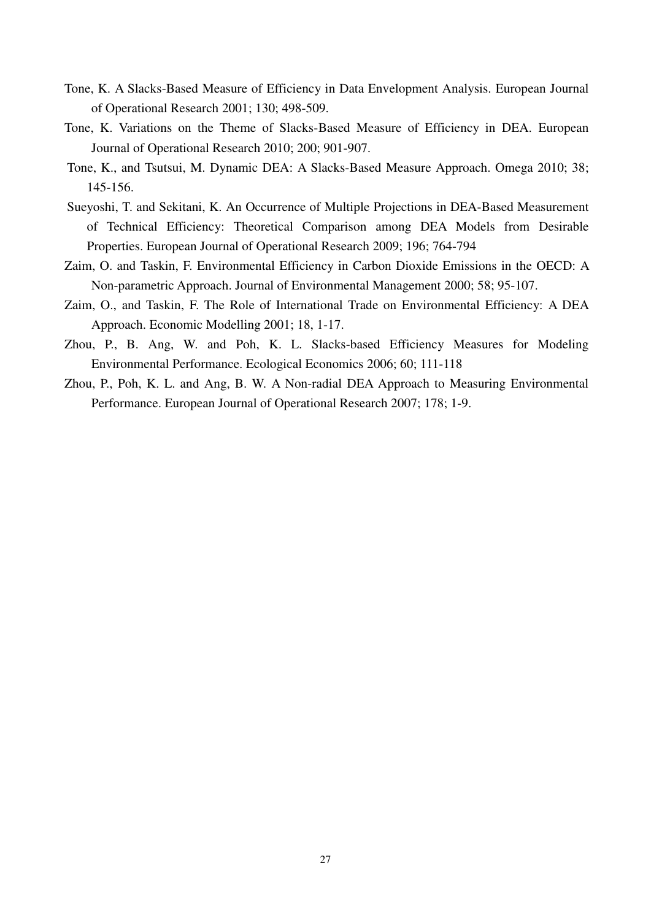Tone, K. A Slacks-Based Measure of Efficiency in Data Envelopment Analysis. European Journal of Operational Research 2001; 130; 498-509.

Tone, K. Variations on the Theme of Slacks-Based Measure of Efficiency in DEA. European Journal of Operational Research 2010; 200; 901-907.

Tone, K., and Tsutsui, M. Dynamic DEA: A Slacks-Based Measure Approach. Omega 2010; 38; 145-156.

Sueyoshi, T. and Sekitani, K. An Occurrence of Multiple Projections in DEA-Based Measurement of Technical Efficiency: Theoretical Comparison among DEA Models from Desirable Properties. European Journal of Operational Research 2009; 196; 764-794

Zaim, O. and Taskin, F. Environmental Efficiency in Carbon Dioxide Emissions in the OECD: A Non-parametric Approach. Journal of Environmental Management 2000; 58; 95-107.

Zaim, O., and Taskin, F. The Role of International Trade on Environmental Efficiency: A DEA Approach. Economic Modelling 2001; 18, 1-17.

Zhou, P., B. Ang, W. and Poh, K. L. Slacks-based Efficiency Measures for Modeling Environmental Performance. Ecological Economics 2006; 60; 111-118

Zhou, P., Poh, K. L. and Ang, B. W. A Non-radial DEA Approach to Measuring Environmental Performance. European Journal of Operational Research 2007; 178; 1-9.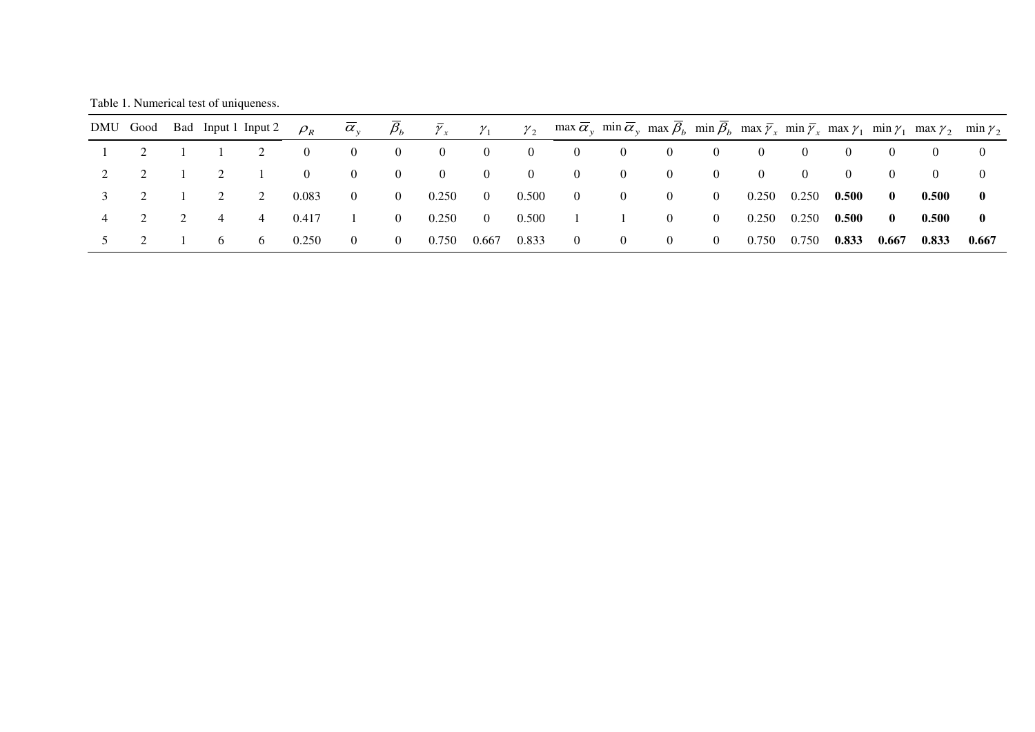Table 1. Numerical test of uniqueness.

| DMU | Good | Bad | Input 1 | Input 2 | $\rho_R$ | $\overline{\alpha}_y$ | $\overline{\beta}_b$ | $\overline{\gamma}_x$ | $\gamma_1$ | $\gamma_2$ | max $\overline{\alpha}_y$ | min $\overline{\alpha}_y$ | max $\overline{\beta}_b$ | min $\overline{\beta}_b$ | max $\overline{\gamma}_x$ | min $\overline{\gamma}_x$ | max $\gamma_1$ | min $\gamma_1$ | max $\gamma_2$ | min $\gamma_2$ |
|---|---|---|---|---|---|---|---|---|---|---|---|---|---|---|---|---|---|---|---|---|
| 1 | 2 | 1 | 1 | 2 | 0 | 0 | 0 | 0 | 0 | 0 | 0 | 0 | 0 | 0 | 0 | 0 | 0 | 0 | 0 | 0 |
| 2 | 2 | 1 | 2 | 1 | 0 | 0 | 0 | 0 | 0 | 0 | 0 | 0 | 0 | 0 | 0 | 0 | 0 | 0 | 0 | 0 |
| 3 | 2 | 1 | 2 | 2 | 0.083 | 0 | 0 | 0.250 | 0 | 0.500 | 0 | 0 | 0 | 0 | 0.250 | 0.250 | **0.500** | **0** | **0.500** | **0** |
| 4 | 2 | 2 | 4 | 4 | 0.417 | 1 | 0 | 0.250 | 0 | 0.500 | 1 | 1 | 0 | 0 | 0.250 | 0.250 | **0.500** | **0** | **0.500** | **0** |
| 5 | 2 | 1 | 6 | 6 | 0.250 | 0 | 0 | 0.750 | 0.667 | 0.833 | 0 | 0 | 0 | 0 | 0.750 | 0.750 | **0.833** | **0.667** | **0.833** | **0.667** |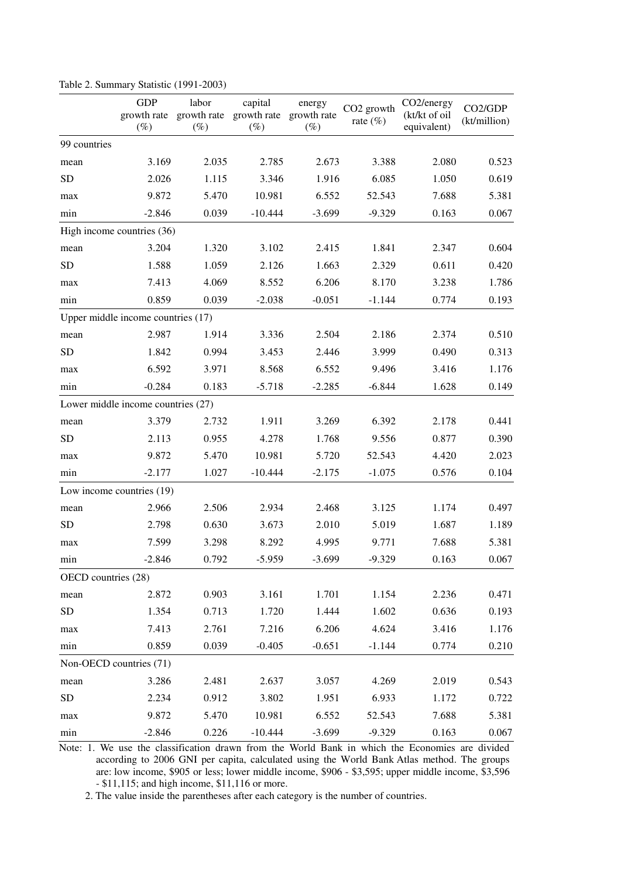Table 2. Summary Statistic (1991-2003)

| | GDP growth rate (%) | labor growth rate (%) | capital growth rate (%) | energy growth rate (%) | $CO_2$ growth rate (%) | $CO_2$/energy (kt/kt of oil equivalent) | $CO_2$/GDP (kt/million) |
|---|---|---|---|---|---|---|---|
| 99 countries | | | | | | | |
| mean | 3.169 | 2.035 | 2.785 | 2.673 | 3.388 | 2.080 | 0.523 |
| SD | 2.026 | 1.115 | 3.346 | 1.916 | 6.085 | 1.050 | 0.619 |
| max | 9.872 | 5.470 | 10.981 | 6.552 | 52.543 | 7.688 | 5.381 |
| min | -2.846 | 0.039 | -10.444 | -3.699 | -9.329 | 0.163 | 0.067 |
| High income countries (36) | | | | | | | |
| mean | 3.204 | 1.320 | 3.102 | 2.415 | 1.841 | 2.347 | 0.604 |
| SD | 1.588 | 1.059 | 2.126 | 1.663 | 2.329 | 0.611 | 0.420 |
| max | 7.413 | 4.069 | 8.552 | 6.206 | 8.170 | 3.238 | 1.786 |
| min | 0.859 | 0.039 | -2.038 | -0.051 | -1.144 | 0.774 | 0.193 |
| Upper middle income countries (17) | | | | | | | |
| mean | 2.987 | 1.914 | 3.336 | 2.504 | 2.186 | 2.374 | 0.510 |
| SD | 1.842 | 0.994 | 3.453 | 2.446 | 3.999 | 0.490 | 0.313 |
| max | 6.592 | 3.971 | 8.568 | 6.552 | 9.496 | 3.416 | 1.176 |
| min | -0.284 | 0.183 | -5.718 | -2.285 | -6.844 | 1.628 | 0.149 |
| Lower middle income countries (27) | | | | | | | |
| mean | 3.379 | 2.732 | 1.911 | 3.269 | 6.392 | 2.178 | 0.441 |
| SD | 2.113 | 0.955 | 4.278 | 1.768 | 9.556 | 0.877 | 0.390 |
| max | 9.872 | 5.470 | 10.981 | 5.720 | 52.543 | 4.420 | 2.023 |
| min | -2.177 | 1.027 | -10.444 | -2.175 | -1.075 | 0.576 | 0.104 |
| Low income countries (19) | | | | | | | |
| mean | 2.966 | 2.506 | 2.934 | 2.468 | 3.125 | 1.174 | 0.497 |
| SD | 2.798 | 0.630 | 3.673 | 2.010 | 5.019 | 1.687 | 1.189 |
| max | 7.599 | 3.298 | 8.292 | 4.995 | 9.771 | 7.688 | 5.381 |
| min | -2.846 | 0.792 | -5.959 | -3.699 | -9.329 | 0.163 | 0.067 |
| OECD countries (28) | | | | | | | |
| mean | 2.872 | 0.903 | 3.161 | 1.701 | 1.154 | 2.236 | 0.471 |
| SD | 1.354 | 0.713 | 1.720 | 1.444 | 1.602 | 0.636 | 0.193 |
| max | 7.413 | 2.761 | 7.216 | 6.206 | 4.624 | 3.416 | 1.176 |
| min | 0.859 | 0.039 | -0.405 | -0.651 | -1.144 | 0.774 | 0.210 |
| Non-OECD countries (71) | | | | | | | |
| mean | 3.286 | 2.481 | 2.637 | 3.057 | 4.269 | 2.019 | 0.543 |
| SD | 2.234 | 0.912 | 3.802 | 1.951 | 6.933 | 1.172 | 0.722 |
| max | 9.872 | 5.470 | 10.981 | 6.552 | 52.543 | 7.688 | 5.381 |
| min | -2.846 | 0.226 | -10.444 | -3.699 | -9.329 | 0.163 | 0.067 |

Note: 1. We use the classification drawn from the World Bank in which the Economies are divided according to 2006 GNI per capita, calculated using the World Bank Atlas method. The groups are: low income, $905 or less; lower middle income, $906 - $3,595; upper middle income, $3,596 - $11,115; and high income, $11,116 or more.

2. The value inside the parentheses after each category is the number of countries.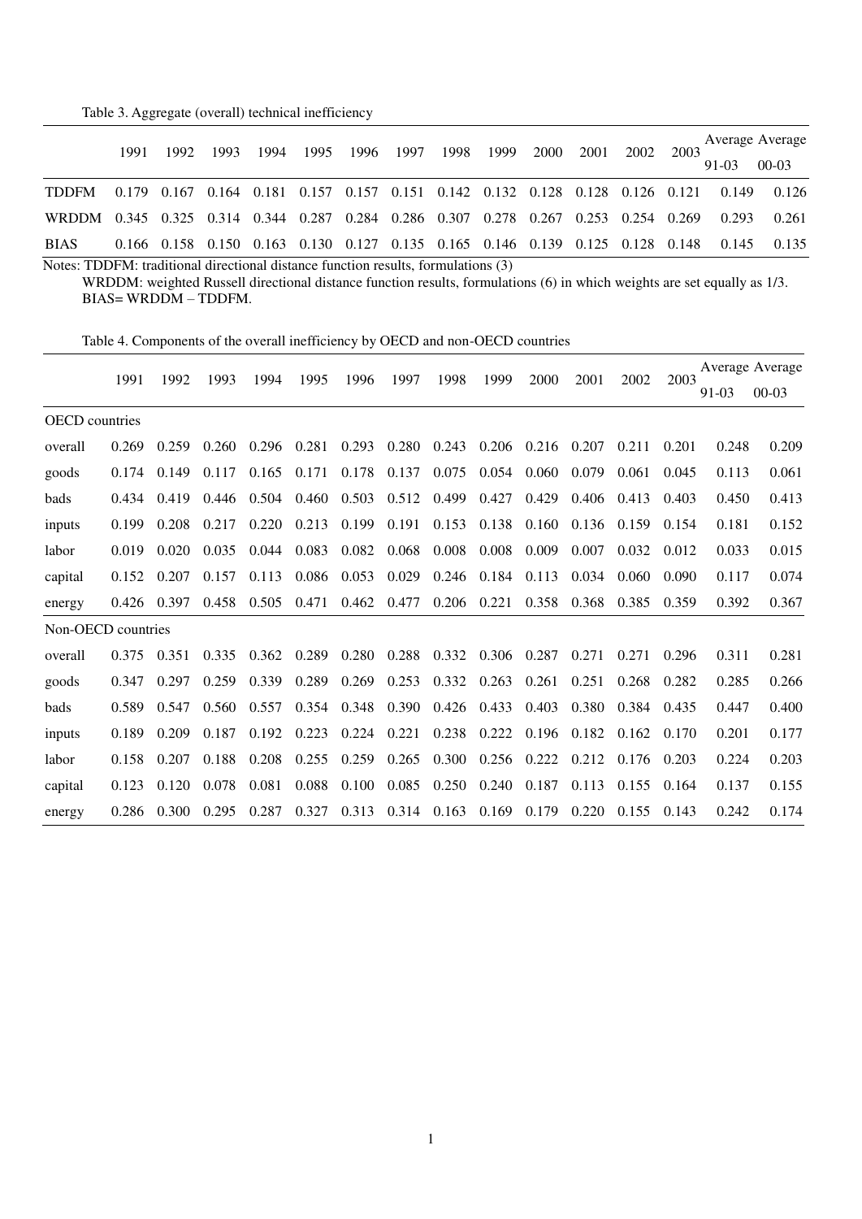Table 3. Aggregate (overall) technical inefficiency

| | 1991 | 1992 | 1993 | 1994 | 1995 | 1996 | 1997 | 1998 | 1999 | 2000 | 2001 | 2002 | 2003 | Average 91-03 | Average 00-03 |
|---|---|---|---|---|---|---|---|---|---|---|---|---|---|---|---|
| TDDFM | 0.179 | 0.167 | 0.164 | 0.181 | 0.157 | 0.157 | 0.151 | 0.142 | 0.132 | 0.128 | 0.128 | 0.126 | 0.121 | 0.149 | 0.126 |
| WRDDM | 0.345 | 0.325 | 0.314 | 0.344 | 0.287 | 0.284 | 0.286 | 0.307 | 0.278 | 0.267 | 0.253 | 0.254 | 0.269 | 0.293 | 0.261 |
| BIAS | 0.166 | 0.158 | 0.150 | 0.163 | 0.130 | 0.127 | 0.135 | 0.165 | 0.146 | 0.139 | 0.125 | 0.128 | 0.148 | 0.145 | 0.135 |

Notes: TDDFM: traditional directional distance function results, formulations (3)
WRDDM: weighted Russell directional distance function results, formulations (6) in which weights are set equally as 1/3.
BIAS= WRDDM – TDDFM.

Table 4. Components of the overall inefficiency by OECD and non-OECD countries

| | 1991 | 1992 | 1993 | 1994 | 1995 | 1996 | 1997 | 1998 | 1999 | 2000 | 2001 | 2002 | 2003 | Average 91-03 | Average 00-03 |
|---|---|---|---|---|---|---|---|---|---|---|---|---|---|---|---|
| OECD countries | | | | | | | | | | | | | | | |
| overall | 0.269 | 0.259 | 0.260 | 0.296 | 0.281 | 0.293 | 0.280 | 0.243 | 0.206 | 0.216 | 0.207 | 0.211 | 0.201 | 0.248 | 0.209 |
| goods | 0.174 | 0.149 | 0.117 | 0.165 | 0.171 | 0.178 | 0.137 | 0.075 | 0.054 | 0.060 | 0.079 | 0.061 | 0.045 | 0.113 | 0.061 |
| bads | 0.434 | 0.419 | 0.446 | 0.504 | 0.460 | 0.503 | 0.512 | 0.499 | 0.427 | 0.429 | 0.406 | 0.413 | 0.403 | 0.450 | 0.413 |
| inputs | 0.199 | 0.208 | 0.217 | 0.220 | 0.213 | 0.199 | 0.191 | 0.153 | 0.138 | 0.160 | 0.136 | 0.159 | 0.154 | 0.181 | 0.152 |
| labor | 0.019 | 0.020 | 0.035 | 0.044 | 0.083 | 0.082 | 0.068 | 0.008 | 0.008 | 0.009 | 0.007 | 0.032 | 0.012 | 0.033 | 0.015 |
| capital | 0.152 | 0.207 | 0.157 | 0.113 | 0.086 | 0.053 | 0.029 | 0.246 | 0.184 | 0.113 | 0.034 | 0.060 | 0.090 | 0.117 | 0.074 |
| energy | 0.426 | 0.397 | 0.458 | 0.505 | 0.471 | 0.462 | 0.477 | 0.206 | 0.221 | 0.358 | 0.368 | 0.385 | 0.359 | 0.392 | 0.367 |
| Non-OECD countries | | | | | | | | | | | | | | | |
| overall | 0.375 | 0.351 | 0.335 | 0.362 | 0.289 | 0.280 | 0.288 | 0.332 | 0.306 | 0.287 | 0.271 | 0.271 | 0.296 | 0.311 | 0.281 |
| goods | 0.347 | 0.297 | 0.259 | 0.339 | 0.289 | 0.269 | 0.253 | 0.332 | 0.263 | 0.261 | 0.251 | 0.268 | 0.282 | 0.285 | 0.266 |
| bads | 0.589 | 0.547 | 0.560 | 0.557 | 0.354 | 0.348 | 0.390 | 0.426 | 0.433 | 0.403 | 0.380 | 0.384 | 0.435 | 0.447 | 0.400 |
| inputs | 0.189 | 0.209 | 0.187 | 0.192 | 0.223 | 0.224 | 0.221 | 0.238 | 0.222 | 0.196 | 0.182 | 0.162 | 0.170 | 0.201 | 0.177 |
| labor | 0.158 | 0.207 | 0.188 | 0.208 | 0.255 | 0.259 | 0.265 | 0.300 | 0.256 | 0.222 | 0.212 | 0.176 | 0.203 | 0.224 | 0.203 |
| capital | 0.123 | 0.120 | 0.078 | 0.081 | 0.088 | 0.100 | 0.085 | 0.250 | 0.240 | 0.187 | 0.113 | 0.155 | 0.164 | 0.137 | 0.155 |
| energy | 0.286 | 0.300 | 0.295 | 0.287 | 0.327 | 0.313 | 0.314 | 0.163 | 0.169 | 0.179 | 0.220 | 0.155 | 0.143 | 0.242 | 0.174 |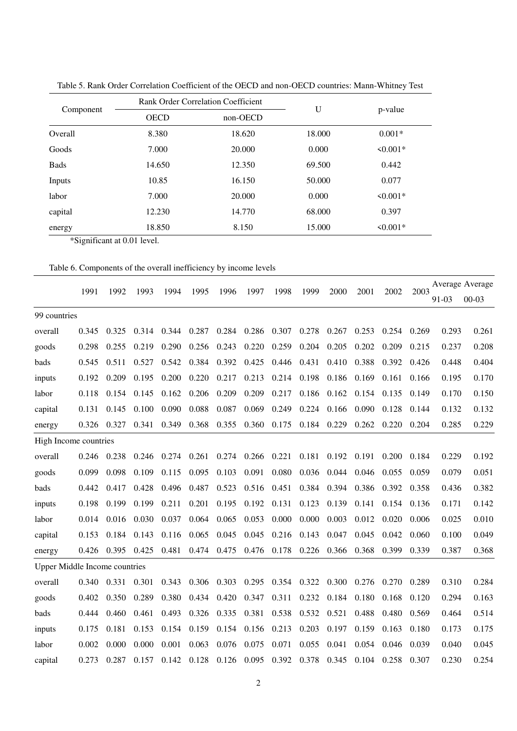Table 5. Rank Order Correlation Coefficient of the OECD and non-OECD countries: Mann-Whitney Test

| Component | Rank Order Correlation Coefficient | | U | p-value |
|---|---|---|---|---|
| | OECD | non-OECD | | |
| Overall | 8.380 | 18.620 | 18.000 | 0.001* |
| Goods | 7.000 | 20.000 | 0.000 | <0.001* |
| Bads | 14.650 | 12.350 | 69.500 | 0.442 |
| Inputs | 10.85 | 16.150 | 50.000 | 0.077 |
| labor | 7.000 | 20.000 | 0.000 | <0.001* |
| capital | 12.230 | 14.770 | 68.000 | 0.397 |
| energy | 18.850 | 8.150 | 15.000 | <0.001* |

*Significant at 0.01 level.

Table 6. Components of the overall inefficiency by income levels

| | 1991 | 1992 | 1993 | 1994 | 1995 | 1996 | 1997 | 1998 | 1999 | 2000 | 2001 | 2002 | 2003 | Average 91-03 | Average 00-03 |
|---|---|---|---|---|---|---|---|---|---|---|---|---|---|---|---|
| 99 countries | | | | | | | | | | | | | | | |
| overall | 0.345 | 0.325 | 0.314 | 0.344 | 0.287 | 0.284 | 0.286 | 0.307 | 0.278 | 0.267 | 0.253 | 0.254 | 0.269 | 0.293 | 0.261 |
| goods | 0.298 | 0.255 | 0.219 | 0.290 | 0.256 | 0.243 | 0.220 | 0.259 | 0.204 | 0.205 | 0.202 | 0.209 | 0.215 | 0.237 | 0.208 |
| bads | 0.545 | 0.511 | 0.527 | 0.542 | 0.384 | 0.392 | 0.425 | 0.446 | 0.431 | 0.410 | 0.388 | 0.392 | 0.426 | 0.448 | 0.404 |
| inputs | 0.192 | 0.209 | 0.195 | 0.200 | 0.220 | 0.217 | 0.213 | 0.214 | 0.198 | 0.186 | 0.169 | 0.161 | 0.166 | 0.195 | 0.170 |
| labor | 0.118 | 0.154 | 0.145 | 0.162 | 0.206 | 0.209 | 0.209 | 0.217 | 0.186 | 0.162 | 0.154 | 0.135 | 0.149 | 0.170 | 0.150 |
| capital | 0.131 | 0.145 | 0.100 | 0.090 | 0.088 | 0.087 | 0.069 | 0.249 | 0.224 | 0.166 | 0.090 | 0.128 | 0.144 | 0.132 | 0.132 |
| energy | 0.326 | 0.327 | 0.341 | 0.349 | 0.368 | 0.355 | 0.360 | 0.175 | 0.184 | 0.229 | 0.262 | 0.220 | 0.204 | 0.285 | 0.229 |
| High Income countries | | | | | | | | | | | | | | | |
| overall | 0.246 | 0.238 | 0.246 | 0.274 | 0.261 | 0.274 | 0.266 | 0.221 | 0.181 | 0.192 | 0.191 | 0.200 | 0.184 | 0.229 | 0.192 |
| goods | 0.099 | 0.098 | 0.109 | 0.115 | 0.095 | 0.103 | 0.091 | 0.080 | 0.036 | 0.044 | 0.046 | 0.055 | 0.059 | 0.079 | 0.051 |
| bads | 0.442 | 0.417 | 0.428 | 0.496 | 0.487 | 0.523 | 0.516 | 0.451 | 0.384 | 0.394 | 0.386 | 0.392 | 0.358 | 0.436 | 0.382 |
| inputs | 0.198 | 0.199 | 0.199 | 0.211 | 0.201 | 0.195 | 0.192 | 0.131 | 0.123 | 0.139 | 0.141 | 0.154 | 0.136 | 0.171 | 0.142 |
| labor | 0.014 | 0.016 | 0.030 | 0.037 | 0.064 | 0.065 | 0.053 | 0.000 | 0.000 | 0.003 | 0.012 | 0.020 | 0.006 | 0.025 | 0.010 |
| capital | 0.153 | 0.184 | 0.143 | 0.116 | 0.065 | 0.045 | 0.045 | 0.216 | 0.143 | 0.047 | 0.045 | 0.042 | 0.060 | 0.100 | 0.049 |
| energy | 0.426 | 0.395 | 0.425 | 0.481 | 0.474 | 0.475 | 0.476 | 0.178 | 0.226 | 0.366 | 0.368 | 0.399 | 0.339 | 0.387 | 0.368 |
| Upper Middle Income countries | | | | | | | | | | | | | | | |
| overall | 0.340 | 0.331 | 0.301 | 0.343 | 0.306 | 0.303 | 0.295 | 0.354 | 0.322 | 0.300 | 0.276 | 0.270 | 0.289 | 0.310 | 0.284 |
| goods | 0.402 | 0.350 | 0.289 | 0.380 | 0.434 | 0.420 | 0.347 | 0.311 | 0.232 | 0.184 | 0.180 | 0.168 | 0.120 | 0.294 | 0.163 |
| bads | 0.444 | 0.460 | 0.461 | 0.493 | 0.326 | 0.335 | 0.381 | 0.538 | 0.532 | 0.521 | 0.488 | 0.480 | 0.569 | 0.464 | 0.514 |
| inputs | 0.175 | 0.181 | 0.153 | 0.154 | 0.159 | 0.154 | 0.156 | 0.213 | 0.203 | 0.197 | 0.159 | 0.163 | 0.180 | 0.173 | 0.175 |
| labor | 0.002 | 0.000 | 0.000 | 0.001 | 0.063 | 0.076 | 0.075 | 0.071 | 0.055 | 0.041 | 0.054 | 0.046 | 0.039 | 0.040 | 0.045 |
| capital | 0.273 | 0.287 | 0.157 | 0.142 | 0.128 | 0.126 | 0.095 | 0.392 | 0.378 | 0.345 | 0.104 | 0.258 | 0.307 | 0.230 | 0.254 |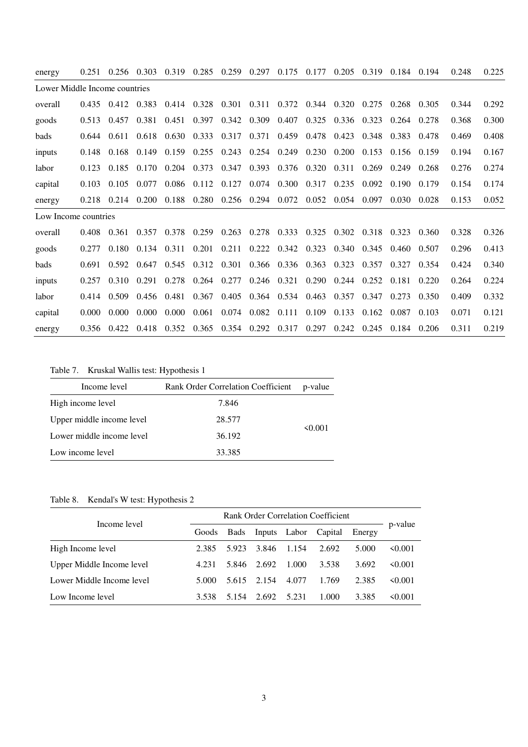| | | | | | | | | | | | | | | | |
|---|---|---|---|---|---|---|---|---|---|---|---|---|---|---|---|
| energy | 0.251 | 0.256 | 0.303 | 0.319 | 0.285 | 0.259 | 0.297 | 0.175 | 0.177 | 0.205 | 0.319 | 0.184 | 0.194 | 0.248 | 0.225 |
| Lower Middle Income countries | | | | | | | | | | | | | | | |
| overall | 0.435 | 0.412 | 0.383 | 0.414 | 0.328 | 0.301 | 0.311 | 0.372 | 0.344 | 0.320 | 0.275 | 0.268 | 0.305 | 0.344 | 0.292 |
| goods | 0.513 | 0.457 | 0.381 | 0.451 | 0.397 | 0.342 | 0.309 | 0.407 | 0.325 | 0.336 | 0.323 | 0.264 | 0.278 | 0.368 | 0.300 |
| bads | 0.644 | 0.611 | 0.618 | 0.630 | 0.333 | 0.317 | 0.371 | 0.459 | 0.478 | 0.423 | 0.348 | 0.383 | 0.478 | 0.469 | 0.408 |
| inputs | 0.148 | 0.168 | 0.149 | 0.159 | 0.255 | 0.243 | 0.254 | 0.249 | 0.230 | 0.200 | 0.153 | 0.156 | 0.159 | 0.194 | 0.167 |
| labor | 0.123 | 0.185 | 0.170 | 0.204 | 0.373 | 0.347 | 0.393 | 0.376 | 0.320 | 0.311 | 0.269 | 0.249 | 0.268 | 0.276 | 0.274 |
| capital | 0.103 | 0.105 | 0.077 | 0.086 | 0.112 | 0.127 | 0.074 | 0.300 | 0.317 | 0.235 | 0.092 | 0.190 | 0.179 | 0.154 | 0.174 |
| energy | 0.218 | 0.214 | 0.200 | 0.188 | 0.280 | 0.256 | 0.294 | 0.072 | 0.052 | 0.054 | 0.097 | 0.030 | 0.028 | 0.153 | 0.052 |
| Low Income countries | | | | | | | | | | | | | | | |
| overall | 0.408 | 0.361 | 0.357 | 0.378 | 0.259 | 0.263 | 0.278 | 0.333 | 0.325 | 0.302 | 0.318 | 0.323 | 0.360 | 0.328 | 0.326 |
| goods | 0.277 | 0.180 | 0.134 | 0.311 | 0.201 | 0.211 | 0.222 | 0.342 | 0.323 | 0.340 | 0.345 | 0.460 | 0.507 | 0.296 | 0.413 |
| bads | 0.691 | 0.592 | 0.647 | 0.545 | 0.312 | 0.301 | 0.366 | 0.336 | 0.363 | 0.323 | 0.357 | 0.327 | 0.354 | 0.424 | 0.340 |
| inputs | 0.257 | 0.310 | 0.291 | 0.278 | 0.264 | 0.277 | 0.246 | 0.321 | 0.290 | 0.244 | 0.252 | 0.181 | 0.220 | 0.264 | 0.224 |
| labor | 0.414 | 0.509 | 0.456 | 0.481 | 0.367 | 0.405 | 0.364 | 0.534 | 0.463 | 0.357 | 0.347 | 0.273 | 0.350 | 0.409 | 0.332 |
| capital | 0.000 | 0.000 | 0.000 | 0.000 | 0.061 | 0.074 | 0.082 | 0.111 | 0.109 | 0.133 | 0.162 | 0.087 | 0.103 | 0.071 | 0.121 |
| energy | 0.356 | 0.422 | 0.418 | 0.352 | 0.365 | 0.354 | 0.292 | 0.317 | 0.297 | 0.242 | 0.245 | 0.184 | 0.206 | 0.311 | 0.219 |

Table 7. Kruskal Wallis test: Hypothesis 1

| Income level | Rank Order Correlation Coefficient | p-value |
|---|---|---|
| High income level | 7.846 | <0.001 |
| Upper middle income level | 28.577 | |
| Lower middle income level | 36.192 | |
| Low income level | 33.385 | |

Table 8. Kendal's W test: Hypothesis 2

| Income level | Rank Order Correlation Coefficient | | | | | | p-value |
|---|---|---|---|---|---|---|---|
| | Goods | Bads | Inputs | Labor | Capital | Energy | |
| High Income level | 2.385 | 5.923 | 3.846 | 1.154 | 2.692 | 5.000 | <0.001 |
| Upper Middle Income level | 4.231 | 5.846 | 2.692 | 1.000 | 3.538 | 3.692 | <0.001 |
| Lower Middle Income level | 5.000 | 5.615 | 2.154 | 4.077 | 1.769 | 2.385 | <0.001 |
| Low Income level | 3.538 | 5.154 | 2.692 | 5.231 | 1.000 | 3.385 | <0.001 |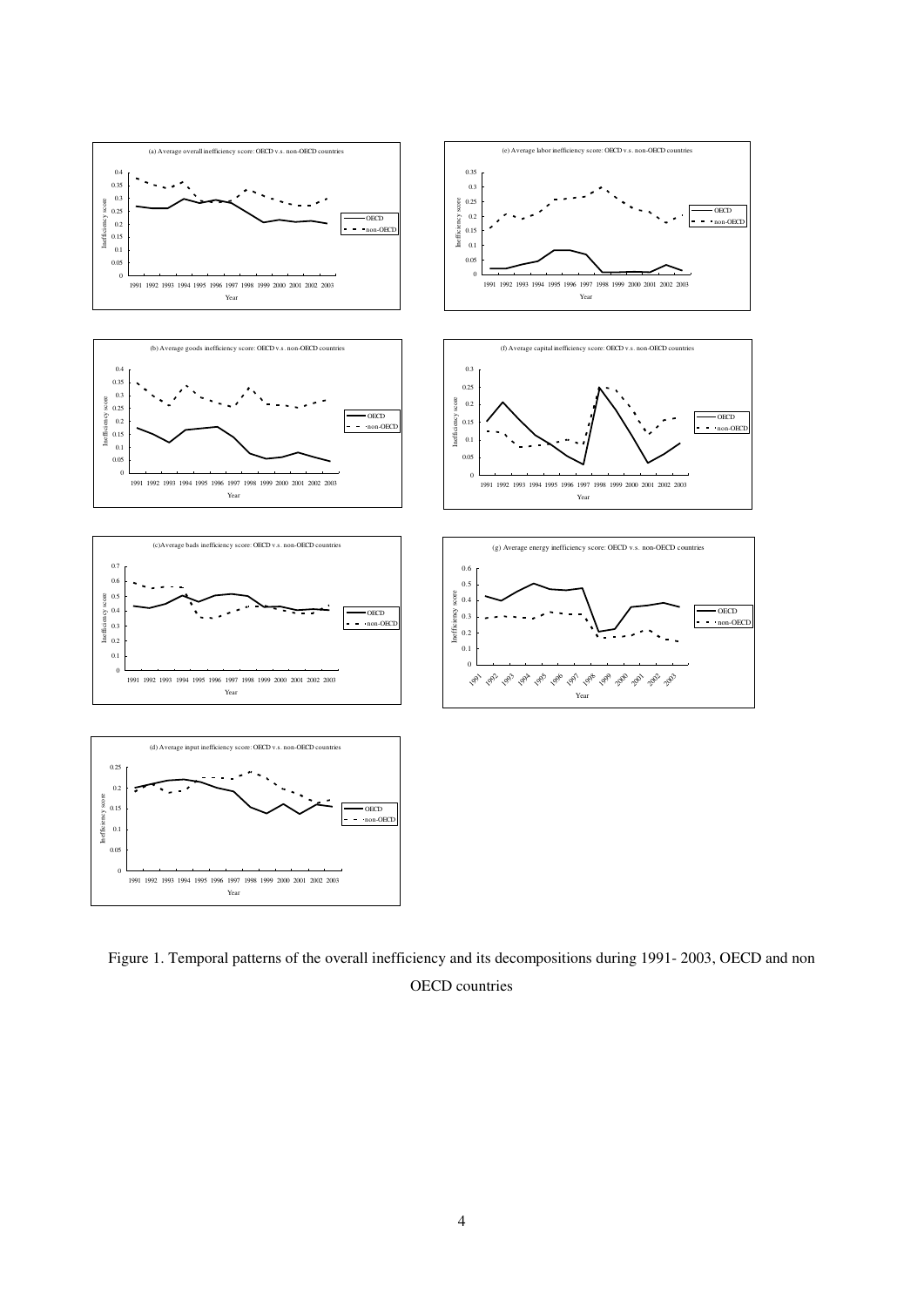Figure 1. Temporal patterns of the overall inefficiency and its decompositions during 1991- 2003, OECD and non OECD countries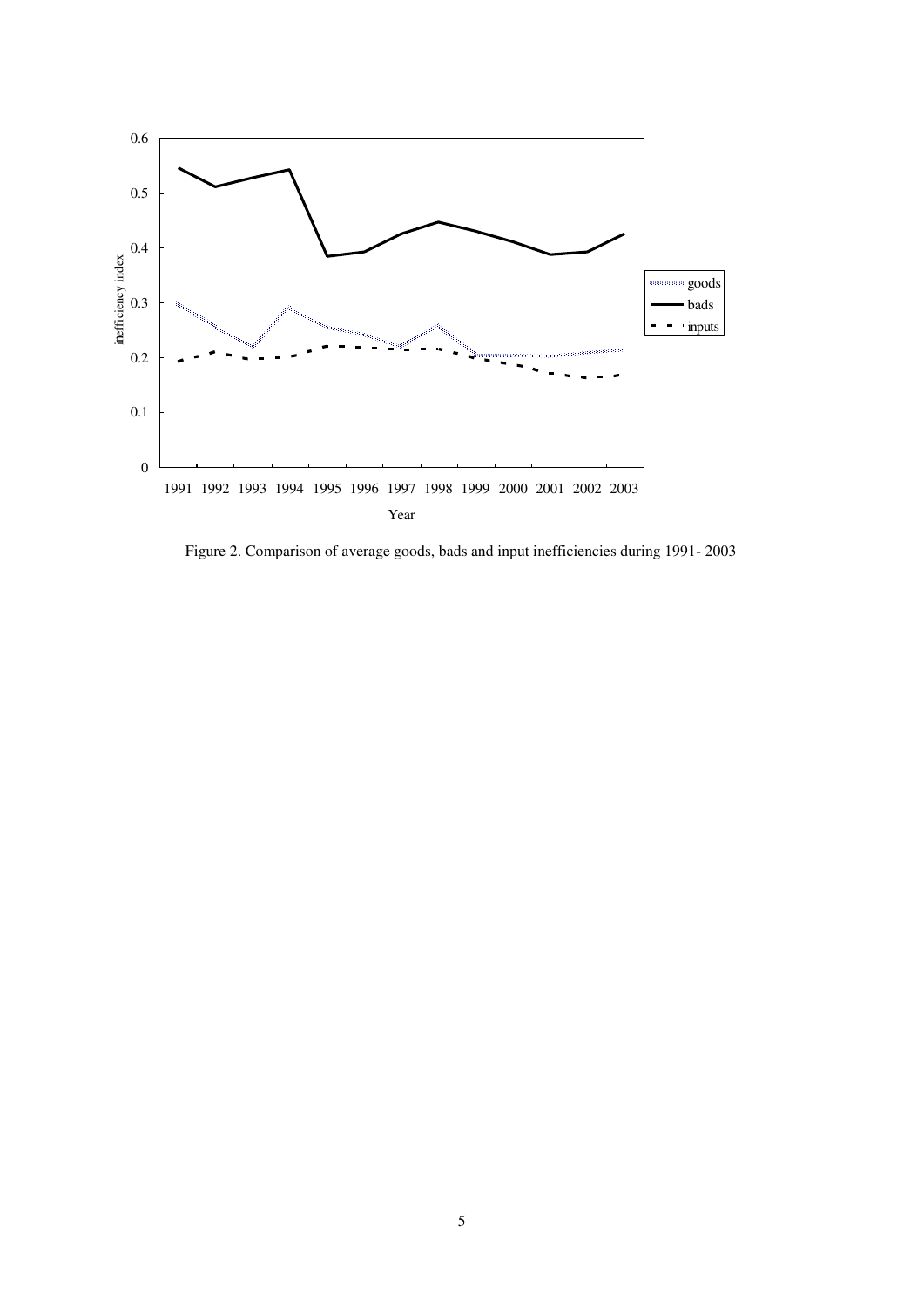0.6

0.5

0.4

0.3

0.2

0.1

0

inefficiency index

1991 1992 1993 1994 1995 1996 1997 1998 1999 2000 2001 2002 2003

Year

goods

bads

inputs

Figure 2. Comparison of average goods, bads and input inefficiencies during 1991- 2003